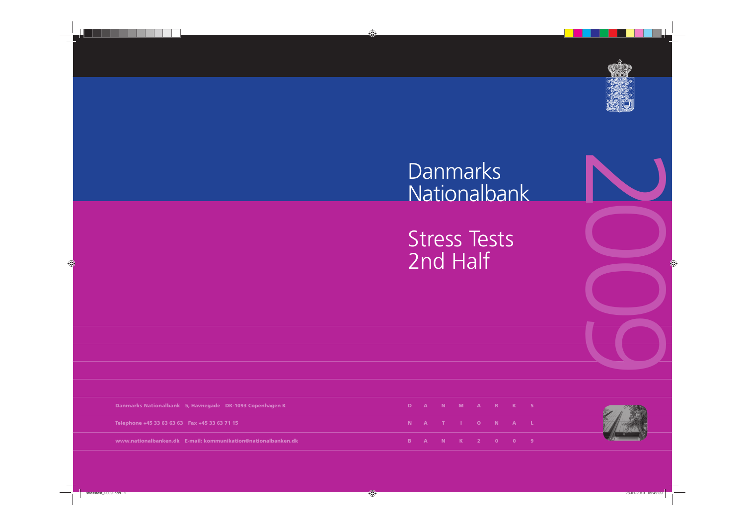# Danmarks Nationalbank

# Stress Tests 2nd Half

2009

Danmarks Nationalbank 5, Havnegade DK-1093 Copenhagen K

Telephone +45 33 63 63 63 Fax +45 33 63 71 15

www.nationalbanken.dk E-mail: kommunikation@nationalbanken.dk

D A N M A R K S

N A T I O N A L

B A N K 2 0 0 9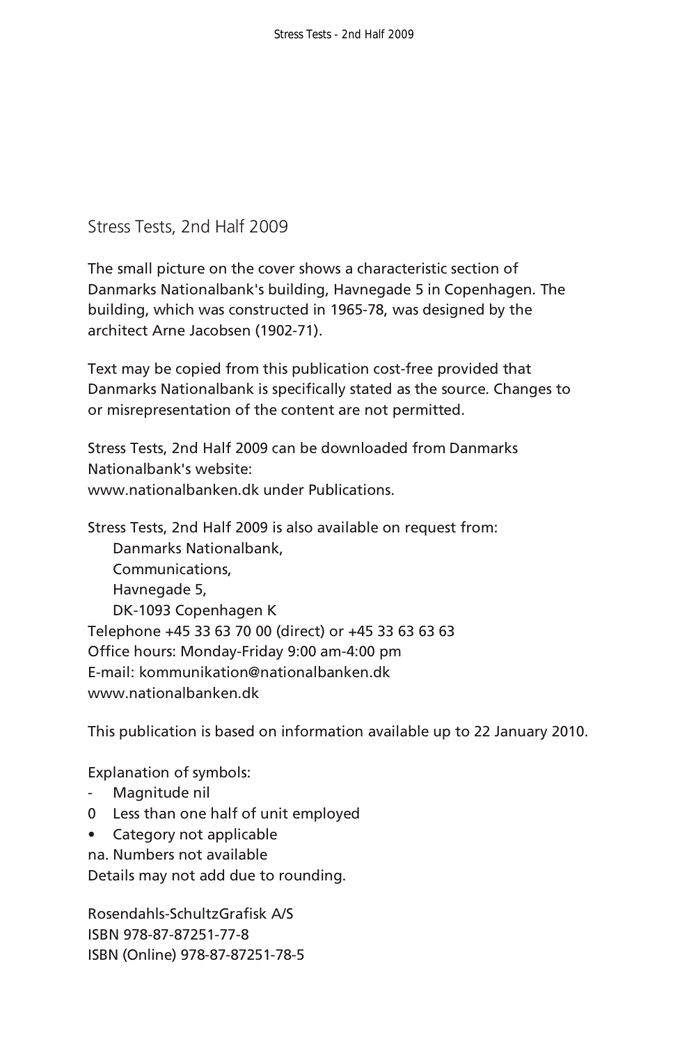# Stress Tests, 2nd Half 2009

The small picture on the cover shows a characteristic section of Danmarks Nationalbank's building, Havnegade 5 in Copenhagen. The building, which was constructed in 1965-78, was designed by the architect Arne Jacobsen (1902-71).

Text may be copied from this publication cost-free provided that Danmarks Nationalbank is specifically stated as the source. Changes to or misrepresentation of the content are not permitted.

Stress Tests, 2nd Half 2009 can be downloaded from Danmarks Nationalbank's website:
www.nationalbanken.dk under Publications.

Stress Tests, 2nd Half 2009 is also available on request from:
Danmarks Nationalbank,
Communications,
Havnegade 5,
DK-1093 Copenhagen K
Telephone +45 33 63 70 00 (direct) or +45 33 63 63 63
Office hours: Monday-Friday 9:00 am-4:00 pm
E-mail: kommunikation@nationalbanken.dk
www.nationalbanken.dk

This publication is based on information available up to 22 January 2010.

Explanation of symbols:
- Magnitude nil
0 Less than one half of unit employed
• Category not applicable
na. Numbers not available
Details may not add due to rounding.

Rosendahls-SchultzGrafisk A/S
ISBN 978-87-87251-77-8
ISBN (Online) 978-87-87251-78-5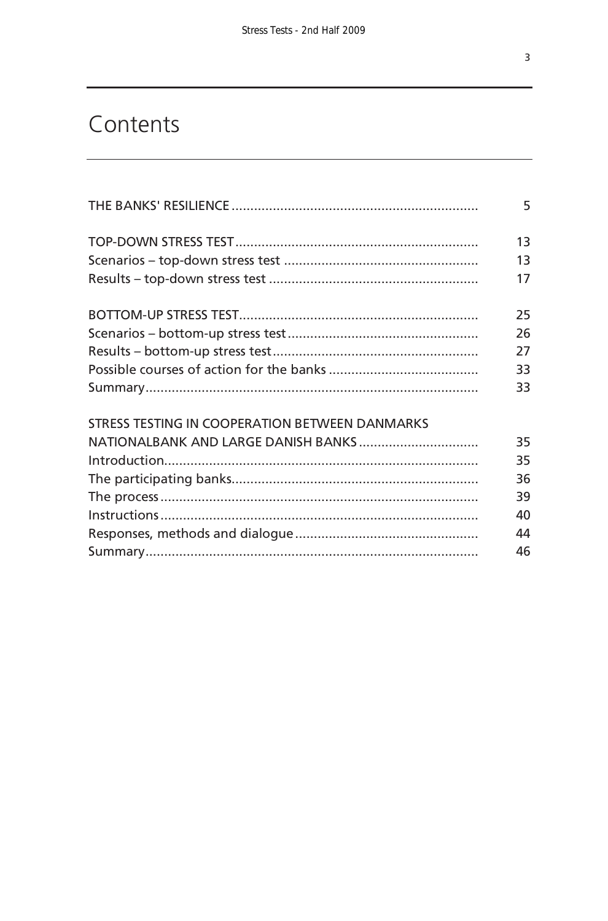# Contents

| | |
|---|---|
| THE BANKS' RESILIENCE | 5 |
| | |
| TOP-DOWN STRESS TEST | 13 |
| Scenarios – top-down stress test | 13 |
| Results – top-down stress test | 17 |
| | |
| BOTTOM-UP STRESS TEST | 25 |
| Scenarios – bottom-up stress test | 26 |
| Results – bottom-up stress test | 27 |
| Possible courses of action for the banks | 33 |
| Summary | 33 |
| | |
| STRESS TESTING IN COOPERATION BETWEEN DANMARKS NATIONALBANK AND LARGE DANISH BANKS | 35 |
| Introduction | 35 |
| The participating banks | 36 |
| The process | 39 |
| Instructions | 40 |
| Responses, methods and dialogue | 44 |
| Summary | 46 |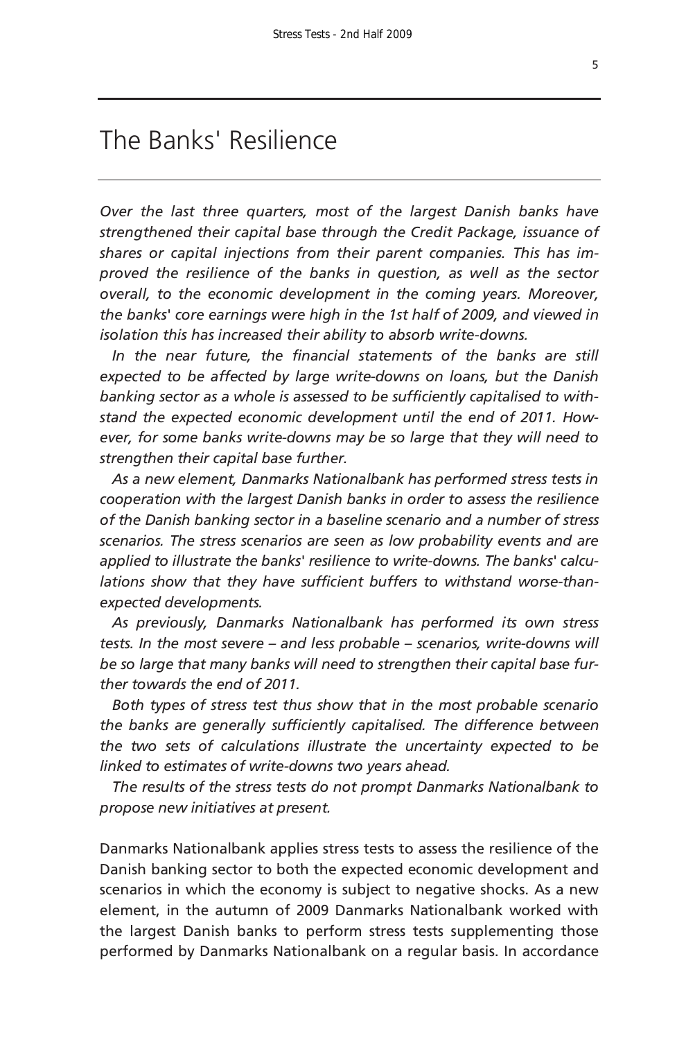# The Banks' Resilience

*Over the last three quarters, most of the largest Danish banks have strengthened their capital base through the Credit Package, issuance of shares or capital injections from their parent companies. This has improved the resilience of the banks in question, as well as the sector overall, to the economic development in the coming years. Moreover, the banks' core earnings were high in the 1st half of 2009, and viewed in isolation this has increased their ability to absorb write-downs.*

*In the near future, the financial statements of the banks are still expected to be affected by large write-downs on loans, but the Danish banking sector as a whole is assessed to be sufficiently capitalised to withstand the expected economic development until the end of 2011. However, for some banks write-downs may be so large that they will need to strengthen their capital base further.*

*As a new element, Danmarks Nationalbank has performed stress tests in cooperation with the largest Danish banks in order to assess the resilience of the Danish banking sector in a baseline scenario and a number of stress scenarios. The stress scenarios are seen as low probability events and are applied to illustrate the banks' resilience to write-downs. The banks' calculations show that they have sufficient buffers to withstand worse-than-expected developments.*

*As previously, Danmarks Nationalbank has performed its own stress tests. In the most severe – and less probable – scenarios, write-downs will be so large that many banks will need to strengthen their capital base further towards the end of 2011.*

*Both types of stress test thus show that in the most probable scenario the banks are generally sufficiently capitalised. The difference between the two sets of calculations illustrate the uncertainty expected to be linked to estimates of write-downs two years ahead.*

*The results of the stress tests do not prompt Danmarks Nationalbank to propose new initiatives at present.*

Danmarks Nationalbank applies stress tests to assess the resilience of the Danish banking sector to both the expected economic development and scenarios in which the economy is subject to negative shocks. As a new element, in the autumn of 2009 Danmarks Nationalbank worked with the largest Danish banks to perform stress tests supplementing those performed by Danmarks Nationalbank on a regular basis. In accordance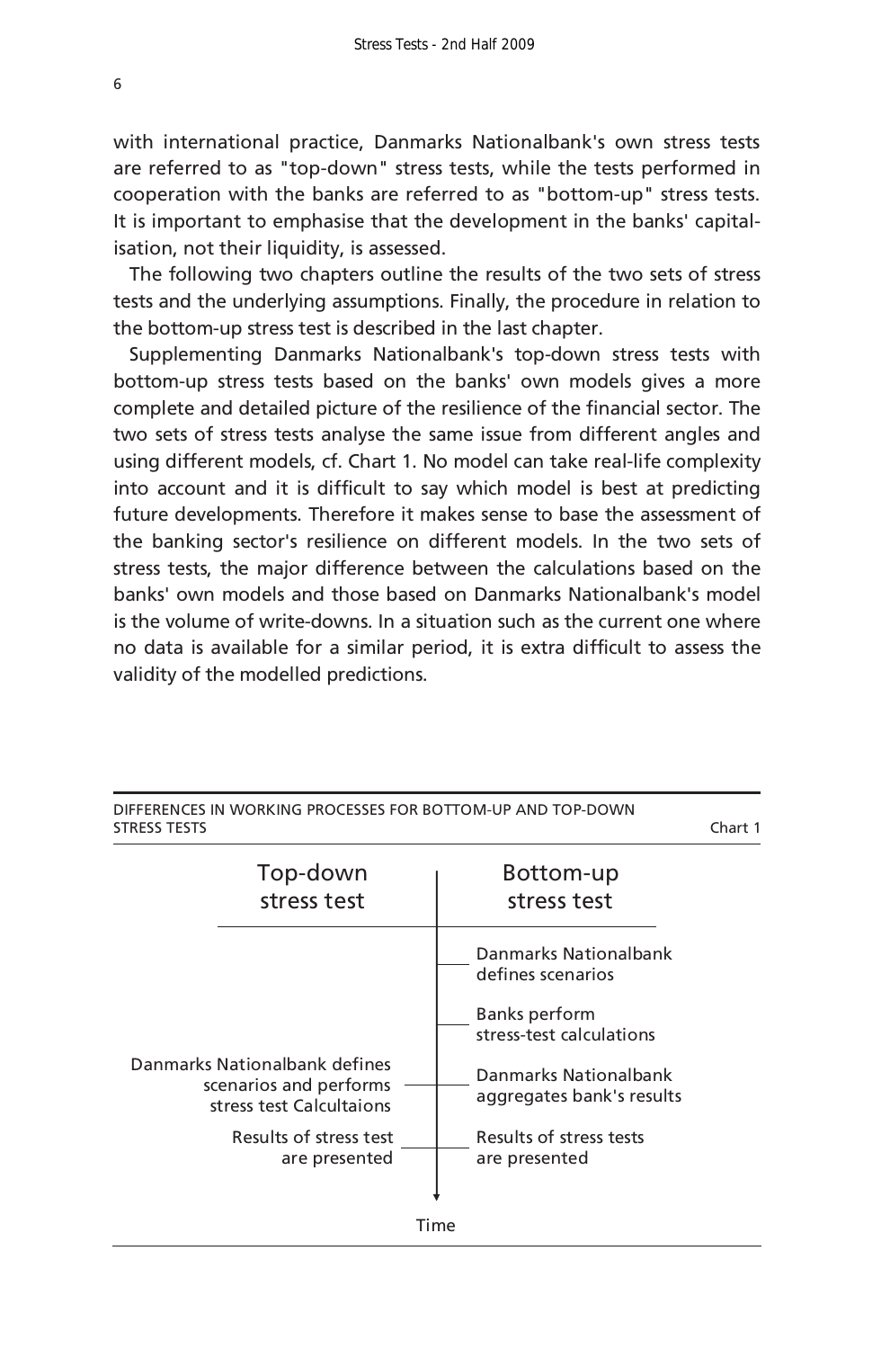with international practice, Danmarks Nationalbank's own stress tests are referred to as "top-down" stress tests, while the tests performed in cooperation with the banks are referred to as "bottom-up" stress tests. It is important to emphasise that the development in the banks' capitalisation, not their liquidity, is assessed.

The following two chapters outline the results of the two sets of stress tests and the underlying assumptions. Finally, the procedure in relation to the bottom-up stress test is described in the last chapter.

Supplementing Danmarks Nationalbank's top-down stress tests with bottom-up stress tests based on the banks' own models gives a more complete and detailed picture of the resilience of the financial sector. The two sets of stress tests analyse the same issue from different angles and using different models, cf. Chart 1. No model can take real-life complexity into account and it is difficult to say which model is best at predicting future developments. Therefore it makes sense to base the assessment of the banking sector's resilience on different models. In the two sets of stress tests, the major difference between the calculations based on the banks' own models and those based on Danmarks Nationalbank's model is the volume of write-downs. In a situation such as the current one where no data is available for a similar period, it is extra difficult to assess the validity of the modelled predictions.

DIFFERENCES IN WORKING PROCESSES FOR BOTTOM-UP AND TOP-DOWN STRESS TESTS — Chart 1

Top-down stress test

Bottom-up stress test

Danmarks Nationalbank defines scenarios

Banks perform stress-test calculations

Danmarks Nationalbank defines scenarios and performs stress test Calcultaions

Danmarks Nationalbank aggregates bank's results

Results of stress test are presented

Results of stress tests are presented

Time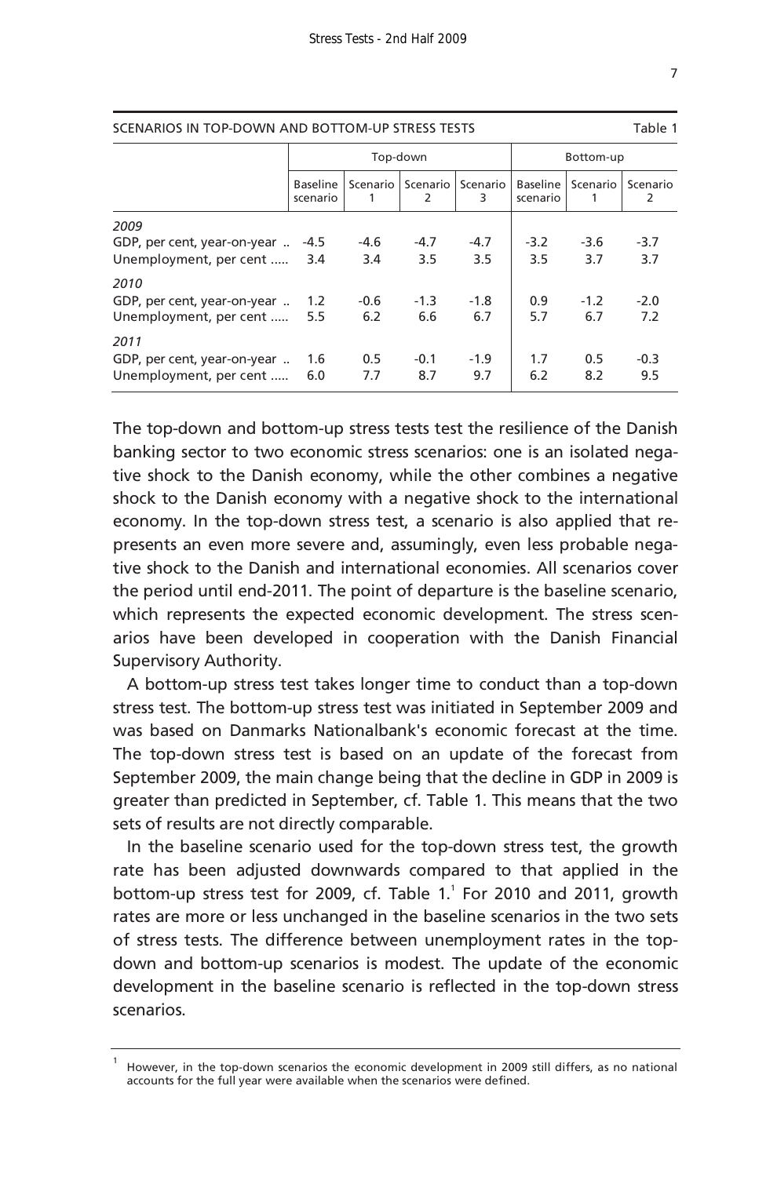SCENARIOS IN TOP-DOWN AND BOTTOM-UP STRESS TESTS — Table 1

| | Top-down | | | | Bottom-up | | |
|---|---|---|---|---|---|---|---|
| | Baseline scenario | Scenario 1 | Scenario 2 | Scenario 3 | Baseline scenario | Scenario 1 | Scenario 2 |
| *2009* | | | | | | | |
| GDP, per cent, year-on-year .. | -4.5 | -4.6 | -4.7 | -4.7 | -3.2 | -3.6 | -3.7 |
| Unemployment, per cent ..... | 3.4 | 3.4 | 3.5 | 3.5 | 3.5 | 3.7 | 3.7 |
| *2010* | | | | | | | |
| GDP, per cent, year-on-year .. | 1.2 | -0.6 | -1.3 | -1.8 | 0.9 | -1.2 | -2.0 |
| Unemployment, per cent ..... | 5.5 | 6.2 | 6.6 | 6.7 | 5.7 | 6.7 | 7.2 |
| *2011* | | | | | | | |
| GDP, per cent, year-on-year .. | 1.6 | 0.5 | -0.1 | -1.9 | 1.7 | 0.5 | -0.3 |
| Unemployment, per cent ..... | 6.0 | 7.7 | 8.7 | 9.7 | 6.2 | 8.2 | 9.5 |

The top-down and bottom-up stress tests test the resilience of the Danish banking sector to two economic stress scenarios: one is an isolated negative shock to the Danish economy, while the other combines a negative shock to the Danish economy with a negative shock to the international economy. In the top-down stress test, a scenario is also applied that represents an even more severe and, assumingly, even less probable negative shock to the Danish and international economies. All scenarios cover the period until end-2011. The point of departure is the baseline scenario, which represents the expected economic development. The stress scenarios have been developed in cooperation with the Danish Financial Supervisory Authority.

A bottom-up stress test takes longer time to conduct than a top-down stress test. The bottom-up stress test was initiated in September 2009 and was based on Danmarks Nationalbank's economic forecast at the time. The top-down stress test is based on an update of the forecast from September 2009, the main change being that the decline in GDP in 2009 is greater than predicted in September, cf. Table 1. This means that the two sets of results are not directly comparable.

In the baseline scenario used for the top-down stress test, the growth rate has been adjusted downwards compared to that applied in the bottom-up stress test for 2009, cf. Table 1.[1] For 2010 and 2011, growth rates are more or less unchanged in the baseline scenarios in the two sets of stress tests. The difference between unemployment rates in the top-down and bottom-up scenarios is modest. The update of the economic development in the baseline scenario is reflected in the top-down stress scenarios.

[1] However, in the top-down scenarios the economic development in 2009 still differs, as no national accounts for the full year were available when the scenarios were defined.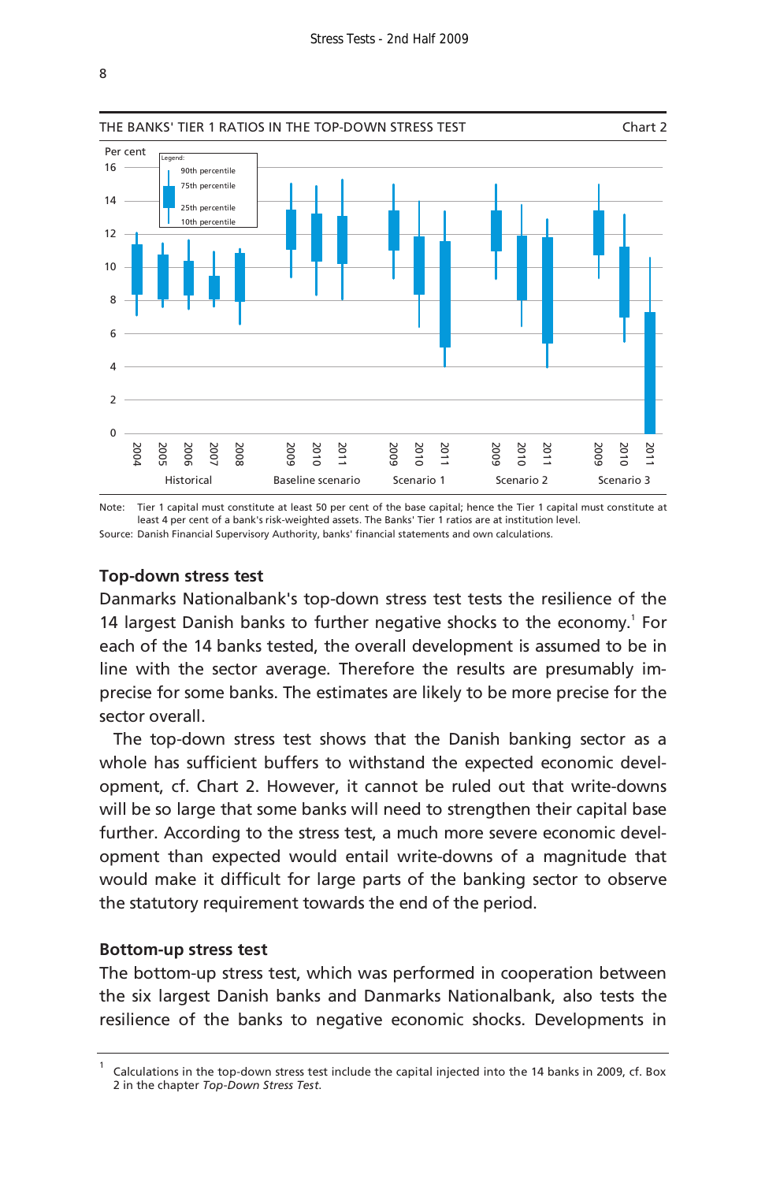THE BANKS' TIER 1 RATIOS IN THE TOP-DOWN STRESS TEST

Chart 2

Per cent

16
14
12
10
8
6
4
2
0

Legend:
90th percentile
75th percentile
25th percentile
10th percentile

2004 2005 2006 2007 2008
Historical

2009 2010 2011
Baseline scenario

2009 2010 2011
Scenario 1

2009 2010 2011
Scenario 2

2009 2010 2011
Scenario 3

Note: Tier 1 capital must constitute at least 50 per cent of the base capital; hence the Tier 1 capital must constitute at least 4 per cent of a bank's risk-weighted assets. The Banks' Tier 1 ratios are at institution level.

Source: Danish Financial Supervisory Authority, banks' financial statements and own calculations.

**Top-down stress test**

Danmarks Nationalbank's top-down stress test tests the resilience of the 14 largest Danish banks to further negative shocks to the economy.[1] For each of the 14 banks tested, the overall development is assumed to be in line with the sector average. Therefore the results are presumably imprecise for some banks. The estimates are likely to be more precise for the sector overall.

The top-down stress test shows that the Danish banking sector as a whole has sufficient buffers to withstand the expected economic development, cf. Chart 2. However, it cannot be ruled out that write-downs will be so large that some banks will need to strengthen their capital base further. According to the stress test, a much more severe economic development than expected would entail write-downs of a magnitude that would make it difficult for large parts of the banking sector to observe the statutory requirement towards the end of the period.

**Bottom-up stress test**

The bottom-up stress test, which was performed in cooperation between the six largest Danish banks and Danmarks Nationalbank, also tests the resilience of the banks to negative economic shocks. Developments in

[1] Calculations in the top-down stress test include the capital injected into the 14 banks in 2009, cf. Box 2 in the chapter *Top-Down Stress Test.*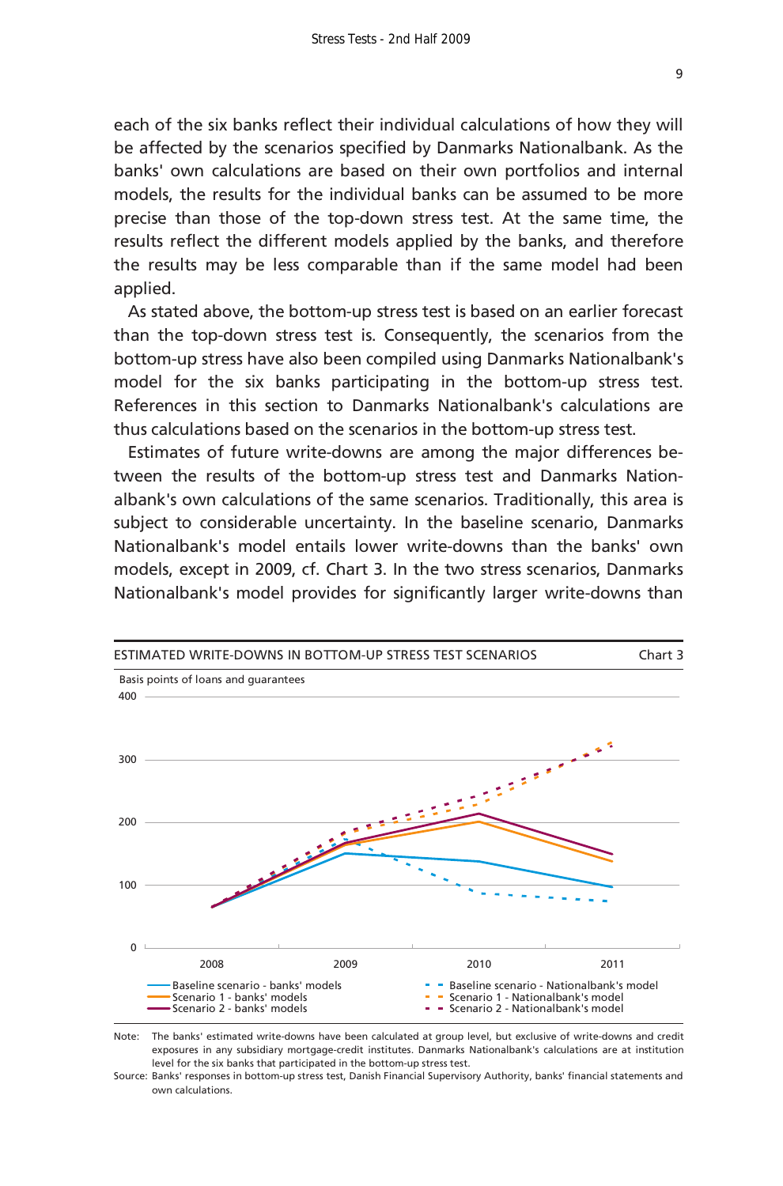each of the six banks reflect their individual calculations of how they will be affected by the scenarios specified by Danmarks Nationalbank. As the banks' own calculations are based on their own portfolios and internal models, the results for the individual banks can be assumed to be more precise than those of the top-down stress test. At the same time, the results reflect the different models applied by the banks, and therefore the results may be less comparable than if the same model had been applied.

As stated above, the bottom-up stress test is based on an earlier forecast than the top-down stress test is. Consequently, the scenarios from the bottom-up stress have also been compiled using Danmarks Nationalbank's model for the six banks participating in the bottom-up stress test. References in this section to Danmarks Nationalbank's calculations are thus calculations based on the scenarios in the bottom-up stress test.

Estimates of future write-downs are among the major differences between the results of the bottom-up stress test and Danmarks Nationalbank's own calculations of the same scenarios. Traditionally, this area is subject to considerable uncertainty. In the baseline scenario, Danmarks Nationalbank's model entails lower write-downs than the banks' own models, except in 2009, cf. Chart 3. In the two stress scenarios, Danmarks Nationalbank's model provides for significantly larger write-downs than

ESTIMATED WRITE-DOWNS IN BOTTOM-UP STRESS TEST SCENARIOS

Chart 3

Basis points of loans and guarantees

400
300
200
100
0

2008 2009 2010 2011

Baseline scenario - banks' models
Scenario 1 - banks' models
Scenario 2 - banks' models
Baseline scenario - Nationalbank's model
Scenario 1 - Nationalbank's model
Scenario 2 - Nationalbank's model

Note: The banks' estimated write-downs have been calculated at group level, but exclusive of write-downs and credit exposures in any subsidiary mortgage-credit institutes. Danmarks Nationalbank's calculations are at institution level for the six banks that participated in the bottom-up stress test.

Source: Banks' responses in bottom-up stress test, Danish Financial Supervisory Authority, banks' financial statements and own calculations.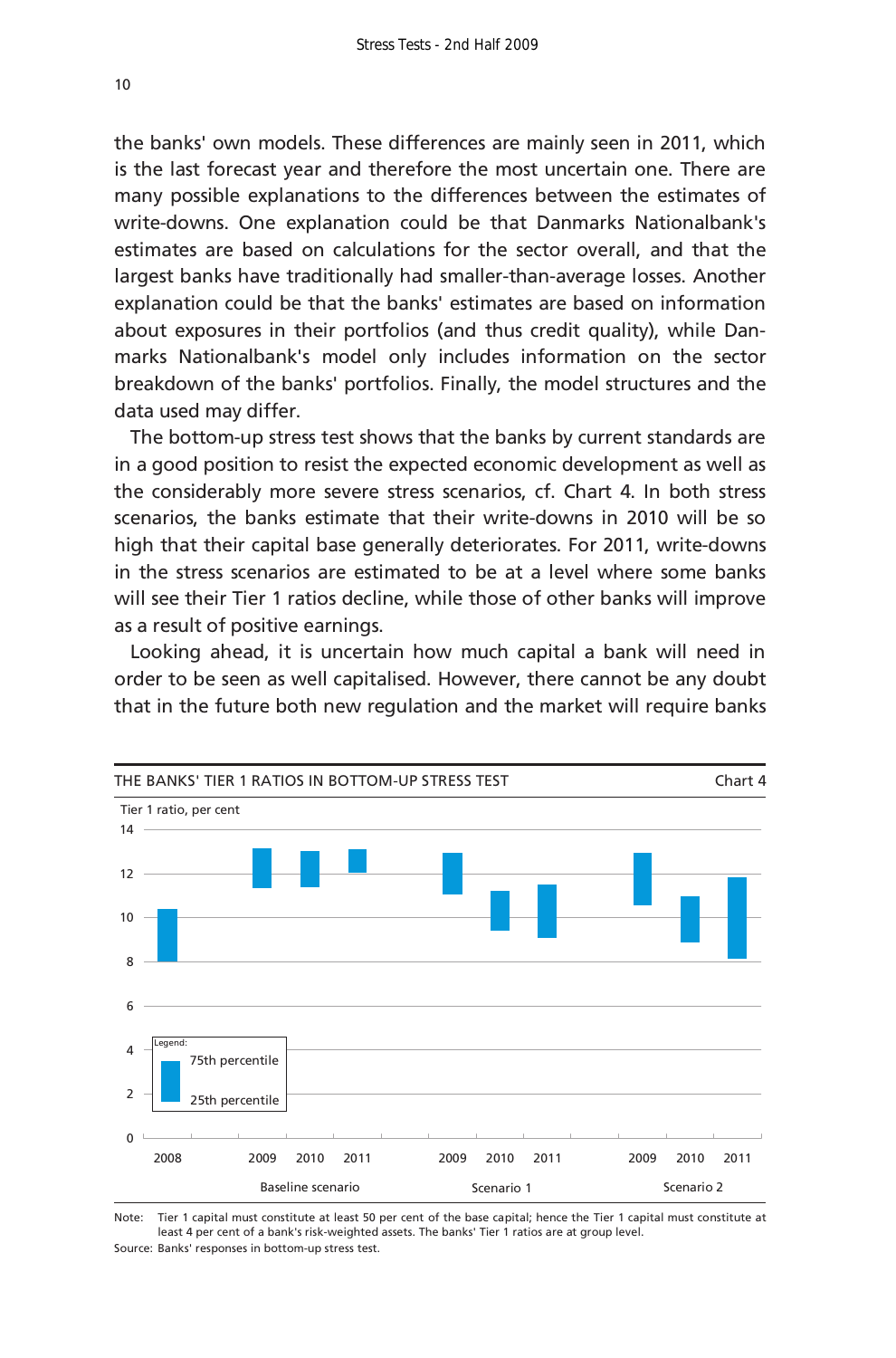the banks' own models. These differences are mainly seen in 2011, which is the last forecast year and therefore the most uncertain one. There are many possible explanations to the differences between the estimates of write-downs. One explanation could be that Danmarks Nationalbank's estimates are based on calculations for the sector overall, and that the largest banks have traditionally had smaller-than-average losses. Another explanation could be that the banks' estimates are based on information about exposures in their portfolios (and thus credit quality), while Danmarks Nationalbank's model only includes information on the sector breakdown of the banks' portfolios. Finally, the model structures and the data used may differ.

The bottom-up stress test shows that the banks by current standards are in a good position to resist the expected economic development as well as the considerably more severe stress scenarios, cf. Chart 4. In both stress scenarios, the banks estimate that their write-downs in 2010 will be so high that their capital base generally deteriorates. For 2011, write-downs in the stress scenarios are estimated to be at a level where some banks will see their Tier 1 ratios decline, while those of other banks will improve as a result of positive earnings.

Looking ahead, it is uncertain how much capital a bank will need in order to be seen as well capitalised. However, there cannot be any doubt that in the future both new regulation and the market will require banks

THE BANKS' TIER 1 RATIOS IN BOTTOM-UP STRESS TEST — Chart 4

Tier 1 ratio, per cent

Legend: 75th percentile / 25th percentile

Baseline scenario: 2008, 2009, 2010, 2011 — Scenario 1: 2009, 2010, 2011 — Scenario 2: 2009, 2010, 2011

Note: Tier 1 capital must constitute at least 50 per cent of the base capital; hence the Tier 1 capital must constitute at least 4 per cent of a bank's risk-weighted assets. The banks' Tier 1 ratios are at group level.

Source: Banks' responses in bottom-up stress test.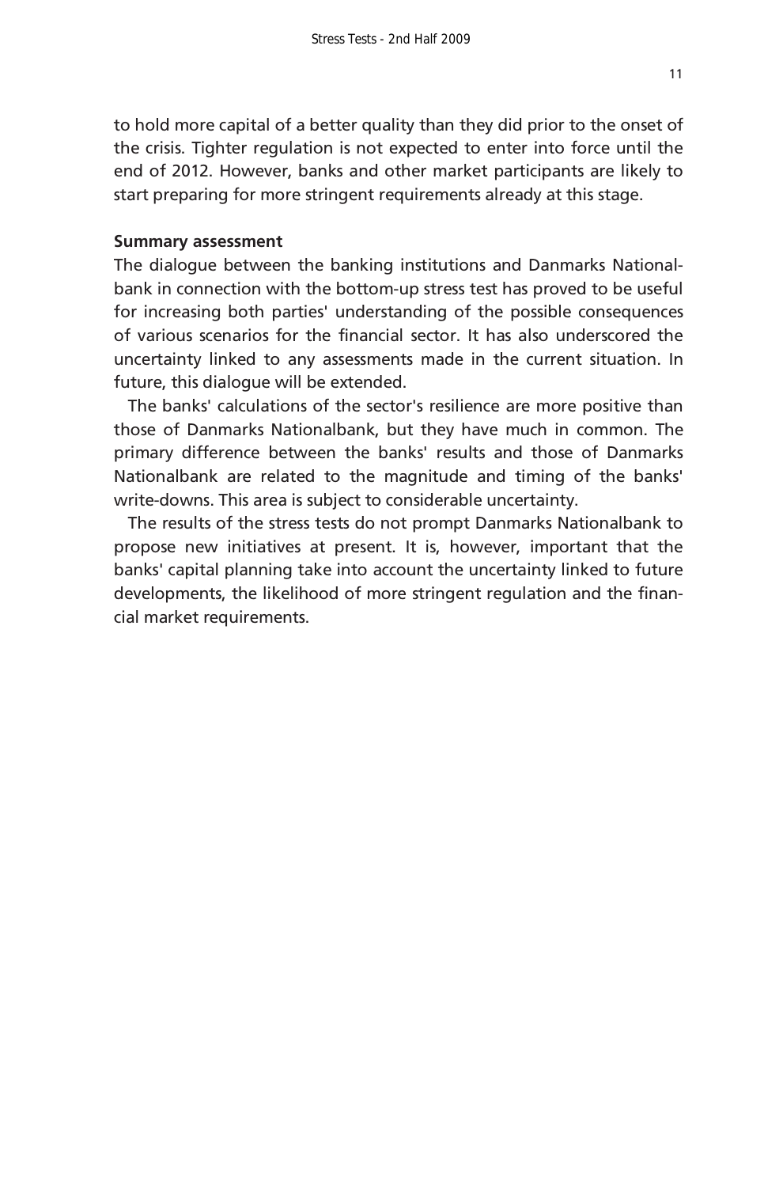to hold more capital of a better quality than they did prior to the onset of the crisis. Tighter regulation is not expected to enter into force until the end of 2012. However, banks and other market participants are likely to start preparing for more stringent requirements already at this stage.

**Summary assessment**

The dialogue between the banking institutions and Danmarks Nationalbank in connection with the bottom-up stress test has proved to be useful for increasing both parties' understanding of the possible consequences of various scenarios for the financial sector. It has also underscored the uncertainty linked to any assessments made in the current situation. In future, this dialogue will be extended.

The banks' calculations of the sector's resilience are more positive than those of Danmarks Nationalbank, but they have much in common. The primary difference between the banks' results and those of Danmarks Nationalbank are related to the magnitude and timing of the banks' write-downs. This area is subject to considerable uncertainty.

The results of the stress tests do not prompt Danmarks Nationalbank to propose new initiatives at present. It is, however, important that the banks' capital planning take into account the uncertainty linked to future developments, the likelihood of more stringent regulation and the financial market requirements.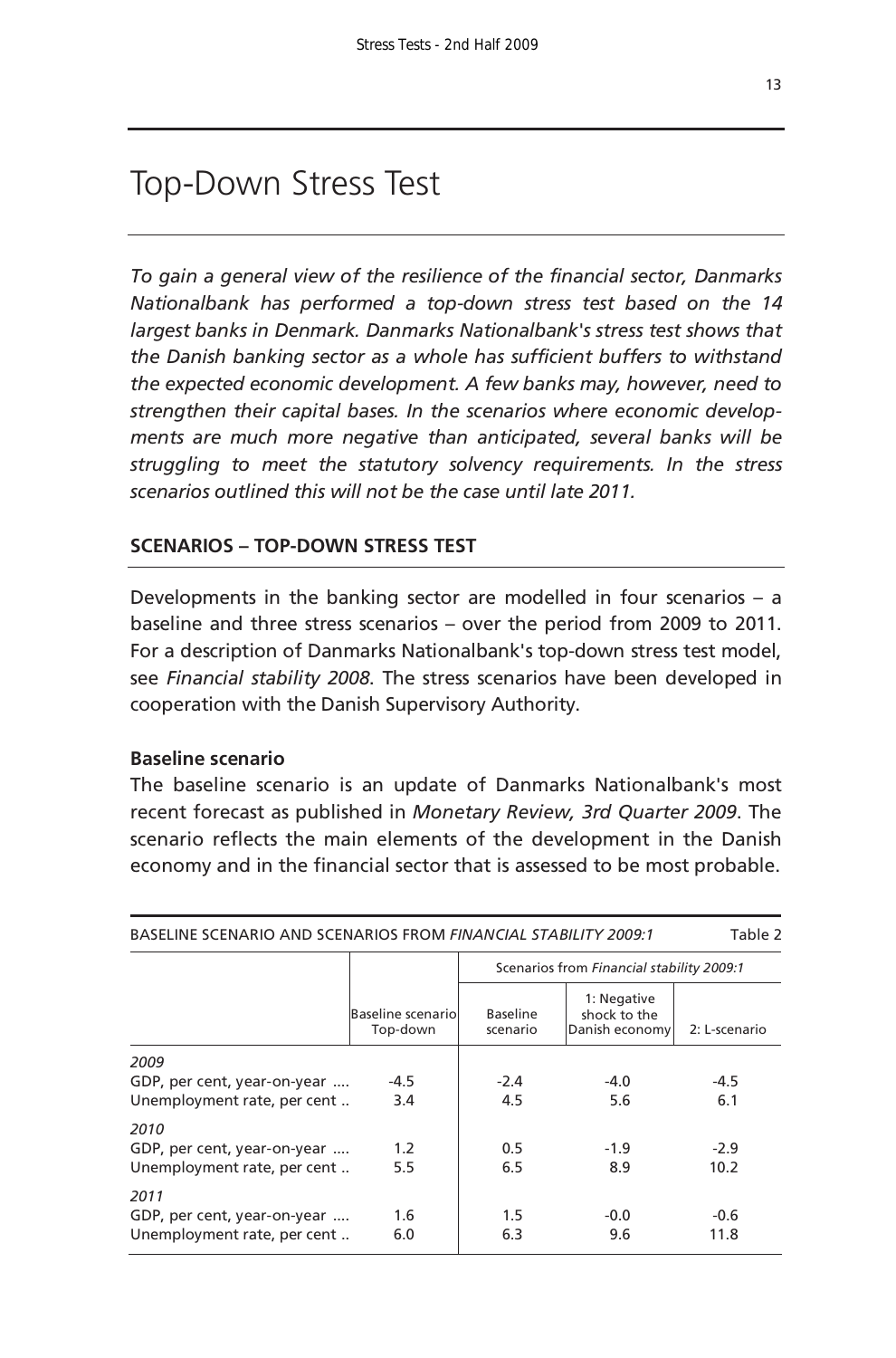# Top-Down Stress Test

*To gain a general view of the resilience of the financial sector, Danmarks Nationalbank has performed a top-down stress test based on the 14 largest banks in Denmark. Danmarks Nationalbank's stress test shows that the Danish banking sector as a whole has sufficient buffers to withstand the expected economic development. A few banks may, however, need to strengthen their capital bases. In the scenarios where economic developments are much more negative than anticipated, several banks will be struggling to meet the statutory solvency requirements. In the stress scenarios outlined this will not be the case until late 2011.*

## SCENARIOS – TOP-DOWN STRESS TEST

Developments in the banking sector are modelled in four scenarios – a baseline and three stress scenarios – over the period from 2009 to 2011. For a description of Danmarks Nationalbank's top-down stress test model, see *Financial stability 2008*. The stress scenarios have been developed in cooperation with the Danish Supervisory Authority.

### Baseline scenario

The baseline scenario is an update of Danmarks Nationalbank's most recent forecast as published in *Monetary Review, 3rd Quarter 2009*. The scenario reflects the main elements of the development in the Danish economy and in the financial sector that is assessed to be most probable.

BASELINE SCENARIO AND SCENARIOS FROM *FINANCIAL STABILITY 2009:1* — Table 2

| | | Scenarios from *Financial stability 2009:1* | | |
|---|---|---|---|---|
| | Baseline scenario Top-down | Baseline scenario | 1: Negative shock to the Danish economy | 2: L-scenario |
| *2009* | | | | |
| GDP, per cent, year-on-year .... | -4.5 | -2.4 | -4.0 | -4.5 |
| Unemployment rate, per cent .. | 3.4 | 4.5 | 5.6 | 6.1 |
| *2010* | | | | |
| GDP, per cent, year-on-year .... | 1.2 | 0.5 | -1.9 | -2.9 |
| Unemployment rate, per cent .. | 5.5 | 6.5 | 8.9 | 10.2 |
| *2011* | | | | |
| GDP, per cent, year-on-year .... | 1.6 | 1.5 | -0.0 | -0.6 |
| Unemployment rate, per cent .. | 6.0 | 6.3 | 9.6 | 11.8 |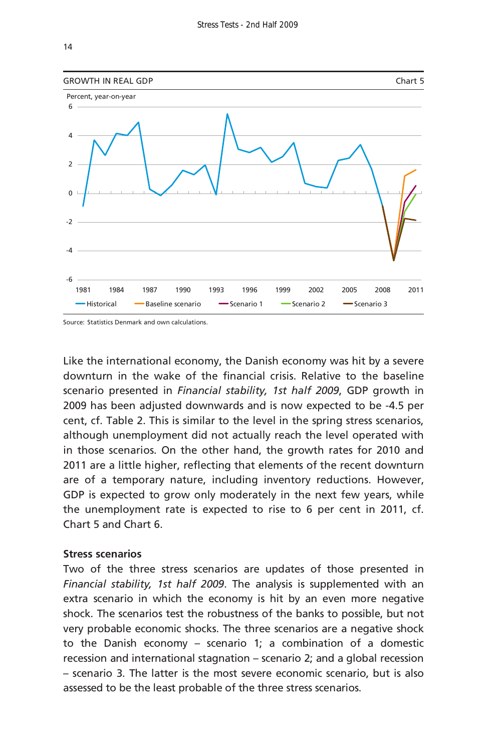GROWTH IN REAL GDP

Chart 5

Percent, year-on-year

6
4
2
0
-2
-4
-6

1981 1984 1987 1990 1993 1996 1999 2002 2005 2008 2011

Historical  Baseline scenario  Scenario 1  Scenario 2  Scenario 3

Source: Statistics Denmark and own calculations.

Like the international economy, the Danish economy was hit by a severe downturn in the wake of the financial crisis. Relative to the baseline scenario presented in *Financial stability, 1st half 2009*, GDP growth in 2009 has been adjusted downwards and is now expected to be -4.5 per cent, cf. Table 2. This is similar to the level in the spring stress scenarios, although unemployment did not actually reach the level operated with in those scenarios. On the other hand, the growth rates for 2010 and 2011 are a little higher, reflecting that elements of the recent downturn are of a temporary nature, including inventory reductions. However, GDP is expected to grow only moderately in the next few years, while the unemployment rate is expected to rise to 6 per cent in 2011, cf. Chart 5 and Chart 6.

**Stress scenarios**

Two of the three stress scenarios are updates of those presented in *Financial stability, 1st half 2009*. The analysis is supplemented with an extra scenario in which the economy is hit by an even more negative shock. The scenarios test the robustness of the banks to possible, but not very probable economic shocks. The three scenarios are a negative shock to the Danish economy – scenario 1; a combination of a domestic recession and international stagnation – scenario 2; and a global recession – scenario 3. The latter is the most severe economic scenario, but is also assessed to be the least probable of the three stress scenarios.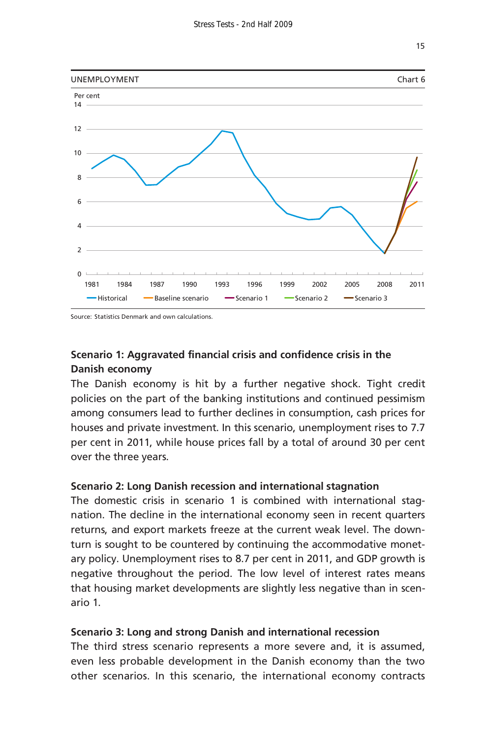UNEMPLOYMENT

Chart 6

Per cent

14

12

10

8

6

4

2

0

1981 1984 1987 1990 1993 1996 1999 2002 2005 2008 2011

Historical Baseline scenario Scenario 1 Scenario 2 Scenario 3

Source: Statistics Denmark and own calculations.

**Scenario 1: Aggravated financial crisis and confidence crisis in the Danish economy**

The Danish economy is hit by a further negative shock. Tight credit policies on the part of the banking institutions and continued pessimism among consumers lead to further declines in consumption, cash prices for houses and private investment. In this scenario, unemployment rises to 7.7 per cent in 2011, while house prices fall by a total of around 30 per cent over the three years.

**Scenario 2: Long Danish recession and international stagnation**

The domestic crisis in scenario 1 is combined with international stagnation. The decline in the international economy seen in recent quarters returns, and export markets freeze at the current weak level. The downturn is sought to be countered by continuing the accommodative monetary policy. Unemployment rises to 8.7 per cent in 2011, and GDP growth is negative throughout the period. The low level of interest rates means that housing market developments are slightly less negative than in scenario 1.

**Scenario 3: Long and strong Danish and international recession**

The third stress scenario represents a more severe and, it is assumed, even less probable development in the Danish economy than the two other scenarios. In this scenario, the international economy contracts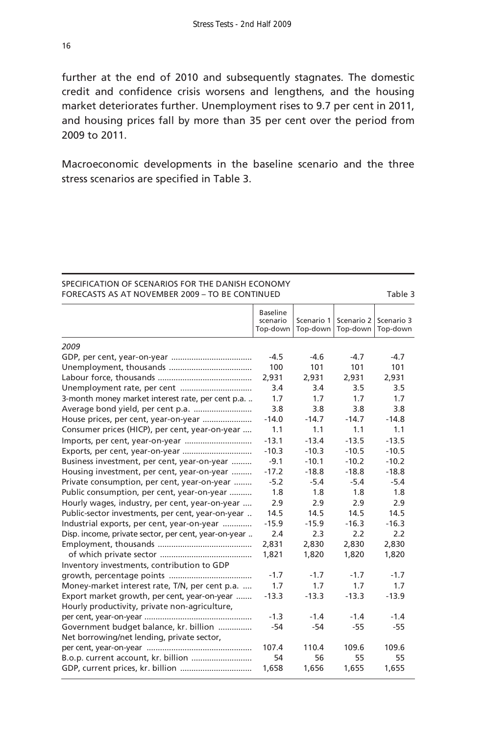further at the end of 2010 and subsequently stagnates. The domestic credit and confidence crisis worsens and lengthens, and the housing market deteriorates further. Unemployment rises to 9.7 per cent in 2011, and housing prices fall by more than 35 per cent over the period from 2009 to 2011.

Macroeconomic developments in the baseline scenario and the three stress scenarios are specified in Table 3.

SPECIFICATION OF SCENARIOS FOR THE DANISH ECONOMY
FORECASTS AS AT NOVEMBER 2009 – TO BE CONTINUED

Table 3

| | Baseline scenario Top-down | Scenario 1 Top-down | Scenario 2 Top-down | Scenario 3 Top-down |
|---|---|---|---|---|
| *2009* | | | | |
| GDP, per cent, year-on-year | -4.5 | -4.6 | -4.7 | -4.7 |
| Unemployment, thousands | 100 | 101 | 101 | 101 |
| Labour force, thousands | 2,931 | 2,931 | 2,931 | 2,931 |
| Unemployment rate, per cent | 3.4 | 3.4 | 3.5 | 3.5 |
| 3-month money market interest rate, per cent p.a. | 1.7 | 1.7 | 1.7 | 1.7 |
| Average bond yield, per cent p.a. | 3.8 | 3.8 | 3.8 | 3.8 |
| House prices, per cent, year-on-year | -14.0 | -14.7 | -14.7 | -14.8 |
| Consumer prices (HICP), per cent, year-on-year | 1.1 | 1.1 | 1.1 | 1.1 |
| Imports, per cent, year-on-year | -13.1 | -13.4 | -13.5 | -13.5 |
| Exports, per cent, year-on-year | -10.3 | -10.3 | -10.5 | -10.5 |
| Business investment, per cent, year-on-year | -9.1 | -10.1 | -10.2 | -10.2 |
| Housing investment, per cent, year-on-year | -17.2 | -18.8 | -18.8 | -18.8 |
| Private consumption, per cent, year-on-year | -5.2 | -5.4 | -5.4 | -5.4 |
| Public consumption, per cent, year-on-year | 1.8 | 1.8 | 1.8 | 1.8 |
| Hourly wages, industry, per cent, year-on-year | 2.9 | 2.9 | 2.9 | 2.9 |
| Public-sector investments, per cent, year-on-year | 14.5 | 14.5 | 14.5 | 14.5 |
| Industrial exports, per cent, year-on-year | -15.9 | -15.9 | -16.3 | -16.3 |
| Disp. income, private sector, per cent, year-on-year | 2.4 | 2.3 | 2.2 | 2.2 |
| Employment, thousands | 2,831 | 2,830 | 2,830 | 2,830 |
| of which private sector | 1,821 | 1,820 | 1,820 | 1,820 |
| Inventory investments, contribution to GDP growth, percentage points | -1.7 | -1.7 | -1.7 | -1.7 |
| Money-market interest rate, T/N, per cent p.a. | 1.7 | 1.7 | 1.7 | 1.7 |
| Export market growth, per cent, year-on-year | -13.3 | -13.3 | -13.3 | -13.9 |
| Hourly productivity, private non-agriculture, per cent, year-on-year | -1.3 | -1.4 | -1.4 | -1.4 |
| Government budget balance, kr. billion | -54 | -54 | -55 | -55 |
| Net borrowing/net lending, private sector, per cent, year-on-year | 107.4 | 110.4 | 109.6 | 109.6 |
| B.o.p. current account, kr. billion | 54 | 56 | 55 | 55 |
| GDP, current prices, kr. billion | 1,658 | 1,656 | 1,655 | 1,655 |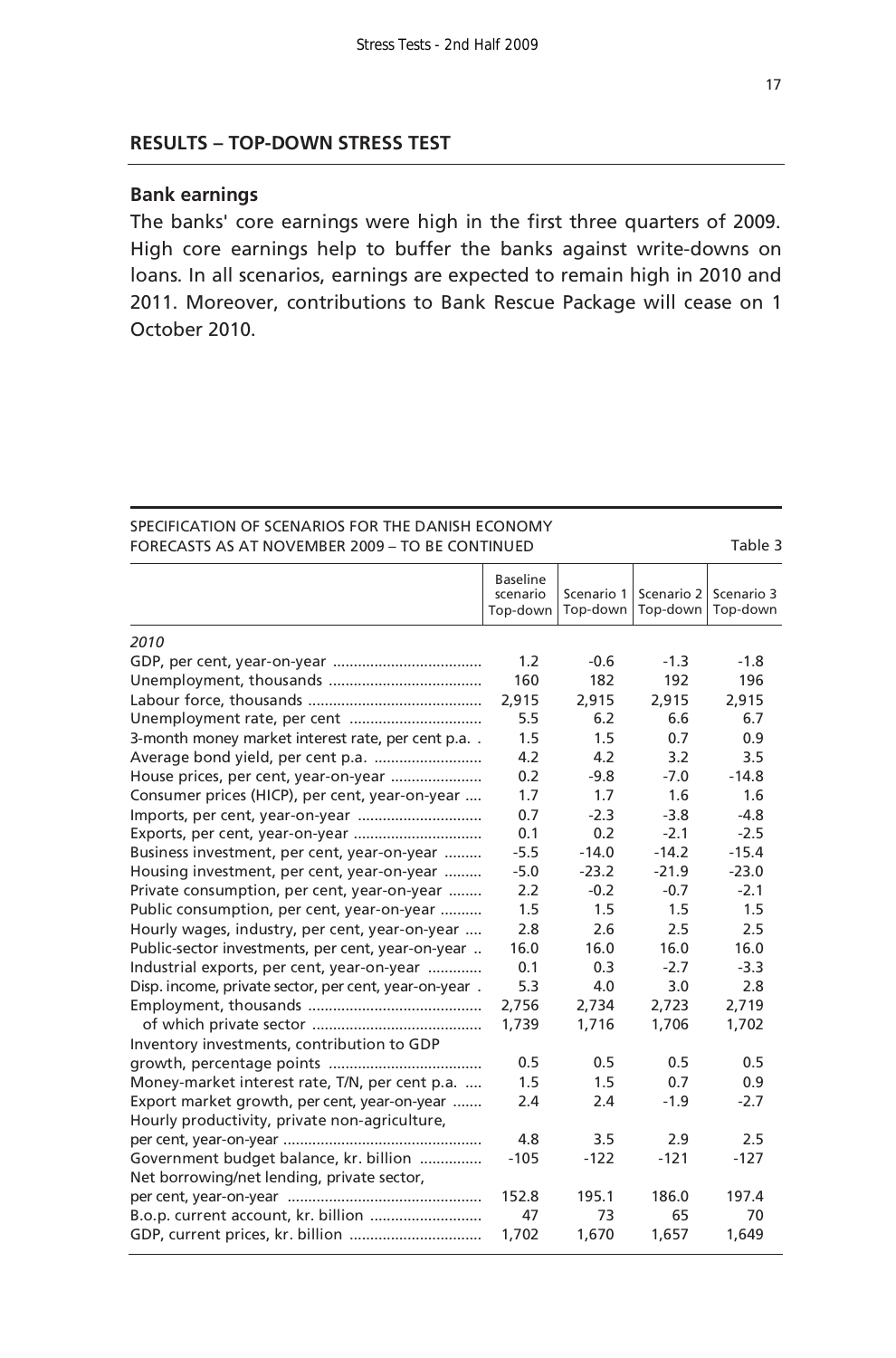## RESULTS – TOP-DOWN STRESS TEST

### Bank earnings

The banks' core earnings were high in the first three quarters of 2009. High core earnings help to buffer the banks against write-downs on loans. In all scenarios, earnings are expected to remain high in 2010 and 2011. Moreover, contributions to Bank Rescue Package will cease on 1 October 2010.

SPECIFICATION OF SCENARIOS FOR THE DANISH ECONOMY
FORECASTS AS AT NOVEMBER 2009 – TO BE CONTINUED

Table 3

| | Baseline scenario Top-down | Scenario 1 Top-down | Scenario 2 Top-down | Scenario 3 Top-down |
|---|---|---|---|---|
| *2010* | | | | |
| GDP, per cent, year-on-year | 1.2 | -0.6 | -1.3 | -1.8 |
| Unemployment, thousands | 160 | 182 | 192 | 196 |
| Labour force, thousands | 2,915 | 2,915 | 2,915 | 2,915 |
| Unemployment rate, per cent | 5.5 | 6.2 | 6.6 | 6.7 |
| 3-month money market interest rate, per cent p.a. | 1.5 | 1.5 | 0.7 | 0.9 |
| Average bond yield, per cent p.a. | 4.2 | 4.2 | 3.2 | 3.5 |
| House prices, per cent, year-on-year | 0.2 | -9.8 | -7.0 | -14.8 |
| Consumer prices (HICP), per cent, year-on-year | 1.7 | 1.7 | 1.6 | 1.6 |
| Imports, per cent, year-on-year | 0.7 | -2.3 | -3.8 | -4.8 |
| Exports, per cent, year-on-year | 0.1 | 0.2 | -2.1 | -2.5 |
| Business investment, per cent, year-on-year | -5.5 | -14.0 | -14.2 | -15.4 |
| Housing investment, per cent, year-on-year | -5.0 | -23.2 | -21.9 | -23.0 |
| Private consumption, per cent, year-on-year | 2.2 | -0.2 | -0.7 | -2.1 |
| Public consumption, per cent, year-on-year | 1.5 | 1.5 | 1.5 | 1.5 |
| Hourly wages, industry, per cent, year-on-year | 2.8 | 2.6 | 2.5 | 2.5 |
| Public-sector investments, per cent, year-on-year | 16.0 | 16.0 | 16.0 | 16.0 |
| Industrial exports, per cent, year-on-year | 0.1 | 0.3 | -2.7 | -3.3 |
| Disp. income, private sector, per cent, year-on-year | 5.3 | 4.0 | 3.0 | 2.8 |
| Employment, thousands | 2,756 | 2,734 | 2,723 | 2,719 |
| of which private sector | 1,739 | 1,716 | 1,706 | 1,702 |
| Inventory investments, contribution to GDP growth, percentage points | 0.5 | 0.5 | 0.5 | 0.5 |
| Money-market interest rate, T/N, per cent p.a. | 1.5 | 1.5 | 0.7 | 0.9 |
| Export market growth, per cent, year-on-year | 2.4 | 2.4 | -1.9 | -2.7 |
| Hourly productivity, private non-agriculture, per cent, year-on-year | 4.8 | 3.5 | 2.9 | 2.5 |
| Government budget balance, kr. billion | -105 | -122 | -121 | -127 |
| Net borrowing/net lending, private sector, per cent, year-on-year | 152.8 | 195.1 | 186.0 | 197.4 |
| B.o.p. current account, kr. billion | 47 | 73 | 65 | 70 |
| GDP, current prices, kr. billion | 1,702 | 1,670 | 1,657 | 1,649 |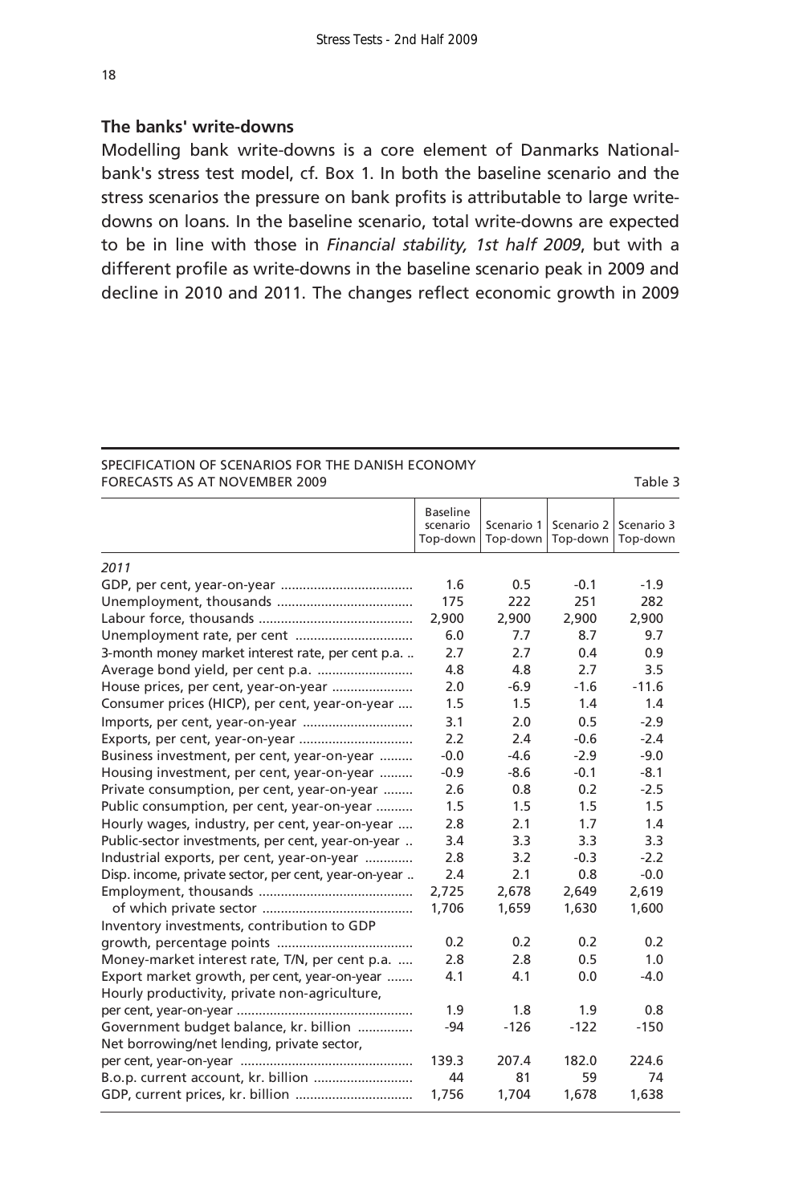### The banks' write-downs

Modelling bank write-downs is a core element of Danmarks Nationalbank's stress test model, cf. Box 1. In both the baseline scenario and the stress scenarios the pressure on bank profits is attributable to large write-downs on loans. In the baseline scenario, total write-downs are expected to be in line with those in *Financial stability, 1st half 2009*, but with a different profile as write-downs in the baseline scenario peak in 2009 and decline in 2010 and 2011. The changes reflect economic growth in 2009

SPECIFICATION OF SCENARIOS FOR THE DANISH ECONOMY
FORECASTS AS AT NOVEMBER 2009 — Table 3

| | Baseline scenario Top-down | Scenario 1 Top-down | Scenario 2 Top-down | Scenario 3 Top-down |
|---|---|---|---|---|
| *2011* | | | | |
| GDP, per cent, year-on-year | 1.6 | 0.5 | -0.1 | -1.9 |
| Unemployment, thousands | 175 | 222 | 251 | 282 |
| Labour force, thousands | 2,900 | 2,900 | 2,900 | 2,900 |
| Unemployment rate, per cent | 6.0 | 7.7 | 8.7 | 9.7 |
| 3-month money market interest rate, per cent p.a. | 2.7 | 2.7 | 0.4 | 0.9 |
| Average bond yield, per cent p.a. | 4.8 | 4.8 | 2.7 | 3.5 |
| House prices, per cent, year-on-year | 2.0 | -6.9 | -1.6 | -11.6 |
| Consumer prices (HICP), per cent, year-on-year | 1.5 | 1.5 | 1.4 | 1.4 |
| Imports, per cent, year-on-year | 3.1 | 2.0 | 0.5 | -2.9 |
| Exports, per cent, year-on-year | 2.2 | 2.4 | -0.6 | -2.4 |
| Business investment, per cent, year-on-year | -0.0 | -4.6 | -2.9 | -9.0 |
| Housing investment, per cent, year-on-year | -0.9 | -8.6 | -0.1 | -8.1 |
| Private consumption, per cent, year-on-year | 2.6 | 0.8 | 0.2 | -2.5 |
| Public consumption, per cent, year-on-year | 1.5 | 1.5 | 1.5 | 1.5 |
| Hourly wages, industry, per cent, year-on-year | 2.8 | 2.1 | 1.7 | 1.4 |
| Public-sector investments, per cent, year-on-year | 3.4 | 3.3 | 3.3 | 3.3 |
| Industrial exports, per cent, year-on-year | 2.8 | 3.2 | -0.3 | -2.2 |
| Disp. income, private sector, per cent, year-on-year | 2.4 | 2.1 | 0.8 | -0.0 |
| Employment, thousands | 2,725 | 2,678 | 2,649 | 2,619 |
| of which private sector | 1,706 | 1,659 | 1,630 | 1,600 |
| Inventory investments, contribution to GDP growth, percentage points | 0.2 | 0.2 | 0.2 | 0.2 |
| Money-market interest rate, T/N, per cent p.a. | 2.8 | 2.8 | 0.5 | 1.0 |
| Export market growth, per cent, year-on-year | 4.1 | 4.1 | 0.0 | -4.0 |
| Hourly productivity, private non-agriculture, per cent, year-on-year | 1.9 | 1.8 | 1.9 | 0.8 |
| Government budget balance, kr. billion | -94 | -126 | -122 | -150 |
| Net borrowing/net lending, private sector, per cent, year-on-year | 139.3 | 207.4 | 182.0 | 224.6 |
| B.o.p. current account, kr. billion | 44 | 81 | 59 | 74 |
| GDP, current prices, kr. billion | 1,756 | 1,704 | 1,678 | 1,638 |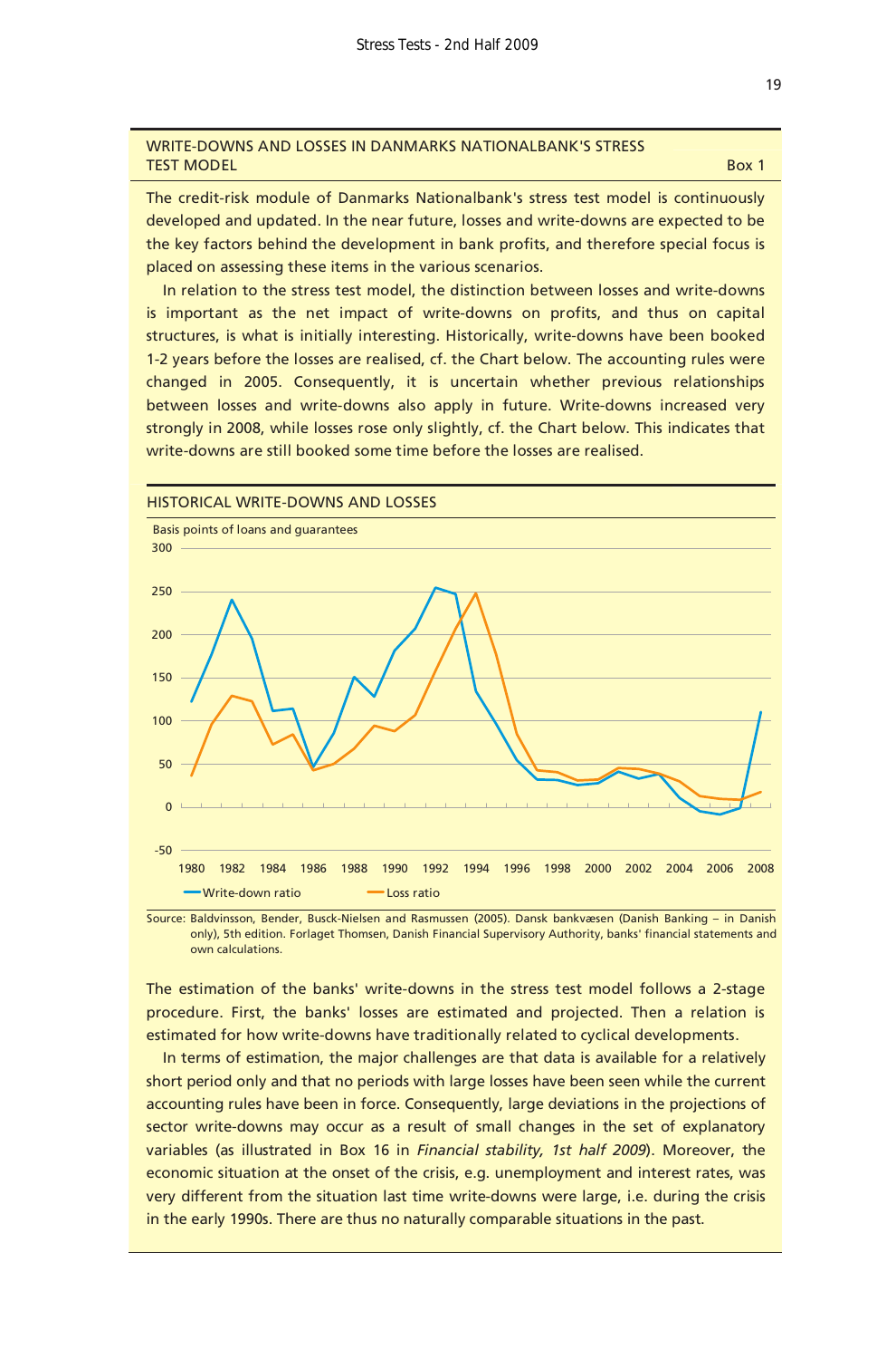## WRITE-DOWNS AND LOSSES IN DANMARKS NATIONALBANK'S STRESS TEST MODEL

Box 1

The credit-risk module of Danmarks Nationalbank's stress test model is continuously developed and updated. In the near future, losses and write-downs are expected to be the key factors behind the development in bank profits, and therefore special focus is placed on assessing these items in the various scenarios.

In relation to the stress test model, the distinction between losses and write-downs is important as the net impact of write-downs on profits, and thus on capital structures, is what is initially interesting. Historically, write-downs have been booked 1-2 years before the losses are realised, cf. the Chart below. The accounting rules were changed in 2005. Consequently, it is uncertain whether previous relationships between losses and write-downs also apply in future. Write-downs increased very strongly in 2008, while losses rose only slightly, cf. the Chart below. This indicates that write-downs are still booked some time before the losses are realised.

### HISTORICAL WRITE-DOWNS AND LOSSES

Basis points of loans and guarantees

300
250
200
150
100
50
0
-50

1980 1982 1984 1986 1988 1990 1992 1994 1996 1998 2000 2002 2004 2006 2008

Write-down ratio
Loss ratio

Source: Baldvinsson, Bender, Busck-Nielsen and Rasmussen (2005). Dansk bankvæsen (Danish Banking – in Danish only), 5th edition. Forlaget Thomsen, Danish Financial Supervisory Authority, banks' financial statements and own calculations.

The estimation of the banks' write-downs in the stress test model follows a 2-stage procedure. First, the banks' losses are estimated and projected. Then a relation is estimated for how write-downs have traditionally related to cyclical developments.

In terms of estimation, the major challenges are that data is available for a relatively short period only and that no periods with large losses have been seen while the current accounting rules have been in force. Consequently, large deviations in the projections of sector write-downs may occur as a result of small changes in the set of explanatory variables (as illustrated in Box 16 in *Financial stability, 1st half 2009*). Moreover, the economic situation at the onset of the crisis, e.g. unemployment and interest rates, was very different from the situation last time write-downs were large, i.e. during the crisis in the early 1990s. There are thus no naturally comparable situations in the past.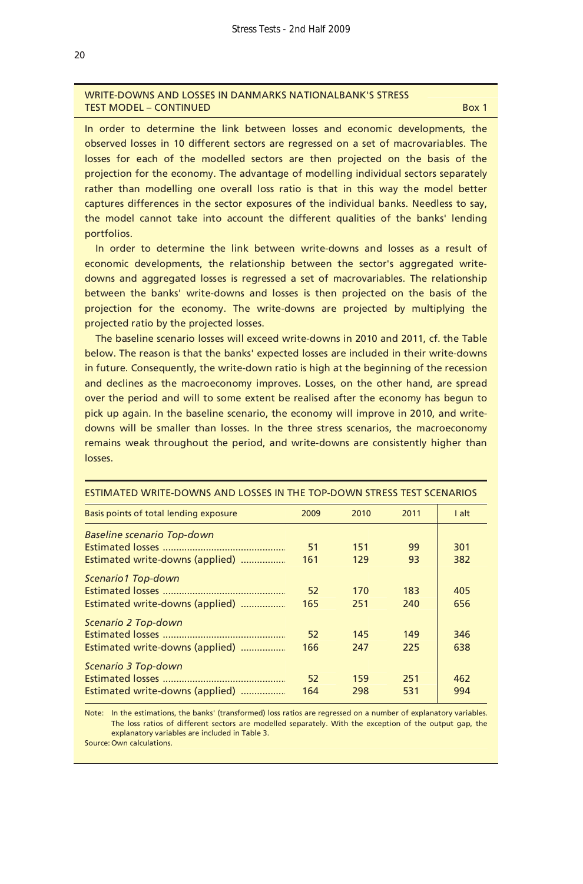## WRITE-DOWNS AND LOSSES IN DANMARKS NATIONALBANK'S STRESS TEST MODEL – CONTINUED

Box 1

In order to determine the link between losses and economic developments, the observed losses in 10 different sectors are regressed on a set of macrovariables. The losses for each of the modelled sectors are then projected on the basis of the projection for the economy. The advantage of modelling individual sectors separately rather than modelling one overall loss ratio is that in this way the model better captures differences in the sector exposures of the individual banks. Needless to say, the model cannot take into account the different qualities of the banks' lending portfolios.

In order to determine the link between write-downs and losses as a result of economic developments, the relationship between the sector's aggregated write-downs and aggregated losses is regressed a set of macrovariables. The relationship between the banks' write-downs and losses is then projected on the basis of the projection for the economy. The write-downs are projected by multiplying the projected ratio by the projected losses.

The baseline scenario losses will exceed write-downs in 2010 and 2011, cf. the Table below. The reason is that the banks' expected losses are included in their write-downs in future. Consequently, the write-down ratio is high at the beginning of the recession and declines as the macroeconomy improves. Losses, on the other hand, are spread over the period and will to some extent be realised after the economy has begun to pick up again. In the baseline scenario, the economy will improve in 2010, and write-downs will be smaller than losses. In the three stress scenarios, the macroeconomy remains weak throughout the period, and write-downs are consistently higher than losses.

ESTIMATED WRITE-DOWNS AND LOSSES IN THE TOP-DOWN STRESS TEST SCENARIOS

| Basis points of total lending exposure | 2009 | 2010 | 2011 | I alt |
|---|---|---|---|---|
| *Baseline scenario Top-down* | | | | |
| Estimated losses | 51 | 151 | 99 | 301 |
| Estimated write-downs (applied) | 161 | 129 | 93 | 382 |
| *Scenario1 Top-down* | | | | |
| Estimated losses | 52 | 170 | 183 | 405 |
| Estimated write-downs (applied) | 165 | 251 | 240 | 656 |
| *Scenario 2 Top-down* | | | | |
| Estimated losses | 52 | 145 | 149 | 346 |
| Estimated write-downs (applied) | 166 | 247 | 225 | 638 |
| *Scenario 3 Top-down* | | | | |
| Estimated losses | 52 | 159 | 251 | 462 |
| Estimated write-downs (applied) | 164 | 298 | 531 | 994 |

Note: In the estimations, the banks' (transformed) loss ratios are regressed on a number of explanatory variables. The loss ratios of different sectors are modelled separately. With the exception of the output gap, the explanatory variables are included in Table 3.

Source: Own calculations.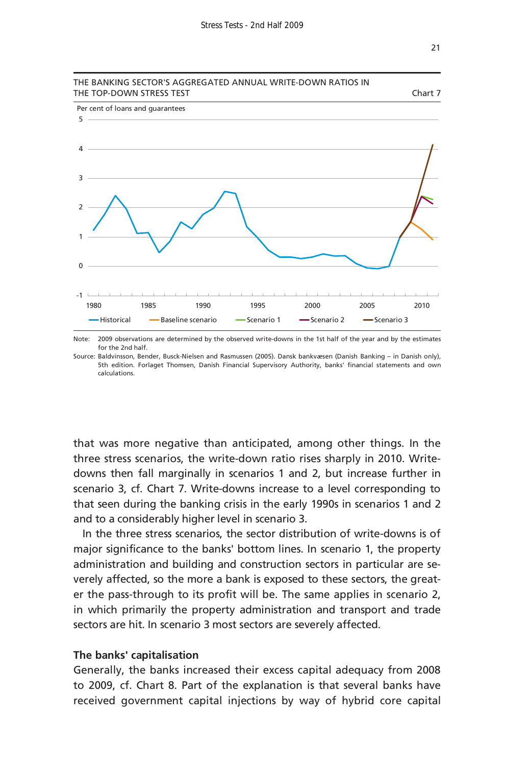THE BANKING SECTOR'S AGGREGATED ANNUAL WRITE-DOWN RATIOS IN THE TOP-DOWN STRESS TEST

Chart 7

Per cent of loans and guarantees

5
4
3
2
1
0
-1

1980 1985 1990 1995 2000 2005 2010

Historical    Baseline scenario    Scenario 1    Scenario 2    Scenario 3

Note: 2009 observations are determined by the observed write-downs in the 1st half of the year and by the estimates for the 2nd half.

Source: Baldvinsson, Bender, Busck-Nielsen and Rasmussen (2005). Dansk bankvæsen (Danish Banking – in Danish only), 5th edition. Forlaget Thomsen, Danish Financial Supervisory Authority, banks' financial statements and own calculations.

that was more negative than anticipated, among other things. In the three stress scenarios, the write-down ratio rises sharply in 2010. Write-downs then fall marginally in scenarios 1 and 2, but increase further in scenario 3, cf. Chart 7. Write-downs increase to a level corresponding to that seen during the banking crisis in the early 1990s in scenarios 1 and 2 and to a considerably higher level in scenario 3.

In the three stress scenarios, the sector distribution of write-downs is of major significance to the banks' bottom lines. In scenario 1, the property administration and building and construction sectors in particular are severely affected, so the more a bank is exposed to these sectors, the greater the pass-through to its profit will be. The same applies in scenario 2, in which primarily the property administration and transport and trade sectors are hit. In scenario 3 most sectors are severely affected.

### The banks' capitalisation

Generally, the banks increased their excess capital adequacy from 2008 to 2009, cf. Chart 8. Part of the explanation is that several banks have received government capital injections by way of hybrid core capital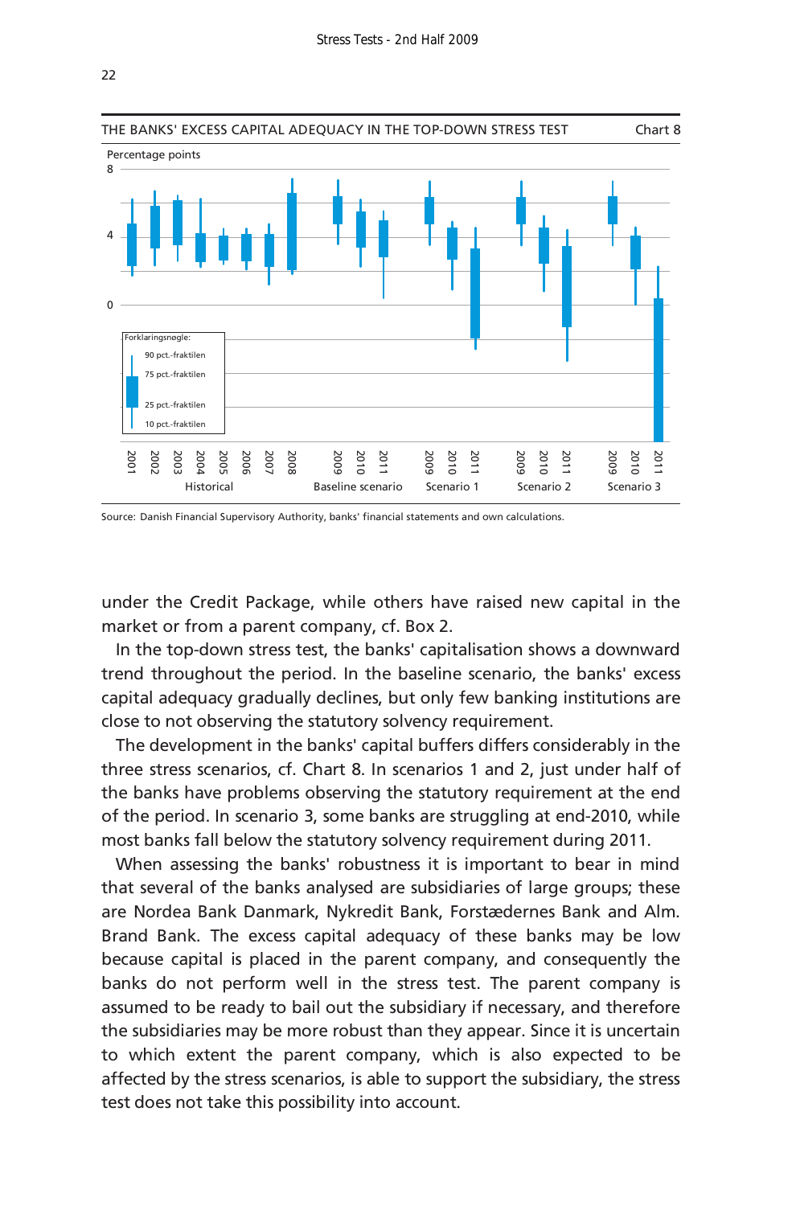THE BANKS' EXCESS CAPITAL ADEQUACY IN THE TOP-DOWN STRESS TEST

Chart 8

Percentage points

8

4

0

Forklaringsnøgle:

90 pct.-fraktilen

75 pct.-fraktilen

25 pct.-fraktilen

10 pct.-fraktilen

2001 2002 2003 2004 2005 2006 2007 2008

Historical

2009 2010 2011

Baseline scenario

2009 2010 2011

Scenario 1

2009 2010 2011

Scenario 2

2009 2010 2011

Scenario 3

Source: Danish Financial Supervisory Authority, banks' financial statements and own calculations.

under the Credit Package, while others have raised new capital in the market or from a parent company, cf. Box 2.

In the top-down stress test, the banks' capitalisation shows a downward trend throughout the period. In the baseline scenario, the banks' excess capital adequacy gradually declines, but only few banking institutions are close to not observing the statutory solvency requirement.

The development in the banks' capital buffers differs considerably in the three stress scenarios, cf. Chart 8. In scenarios 1 and 2, just under half of the banks have problems observing the statutory requirement at the end of the period. In scenario 3, some banks are struggling at end-2010, while most banks fall below the statutory solvency requirement during 2011.

When assessing the banks' robustness it is important to bear in mind that several of the banks analysed are subsidiaries of large groups; these are Nordea Bank Danmark, Nykredit Bank, Forstædernes Bank and Alm. Brand Bank. The excess capital adequacy of these banks may be low because capital is placed in the parent company, and consequently the banks do not perform well in the stress test. The parent company is assumed to be ready to bail out the subsidiary if necessary, and therefore the subsidiaries may be more robust than they appear. Since it is uncertain to which extent the parent company, which is also expected to be affected by the stress scenarios, is able to support the subsidiary, the stress test does not take this possibility into account.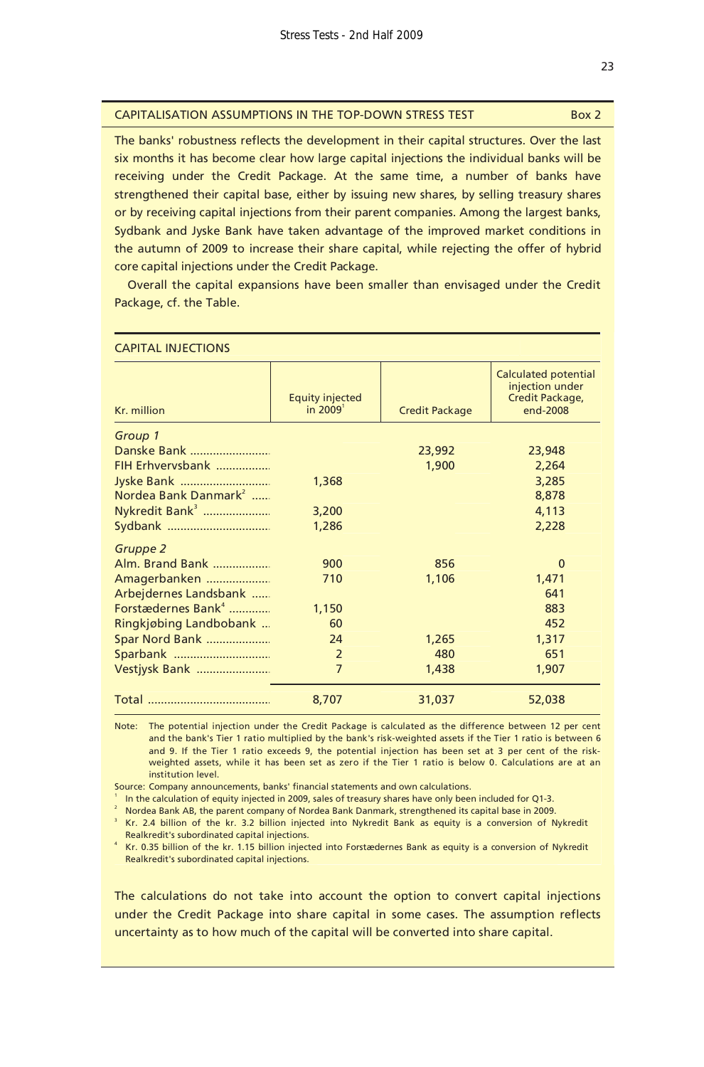## CAPITALISATION ASSUMPTIONS IN THE TOP-DOWN STRESS TEST

Box 2

The banks' robustness reflects the development in their capital structures. Over the last six months it has become clear how large capital injections the individual banks will be receiving under the Credit Package. At the same time, a number of banks have strengthened their capital base, either by issuing new shares, by selling treasury shares or by receiving capital injections from their parent companies. Among the largest banks, Sydbank and Jyske Bank have taken advantage of the improved market conditions in the autumn of 2009 to increase their share capital, while rejecting the offer of hybrid core capital injections under the Credit Package.

Overall the capital expansions have been smaller than envisaged under the Credit Package, cf. the Table.

### CAPITAL INJECTIONS

| Kr. million | Equity injected in 2009[1] | Credit Package | Calculated potential injection under Credit Package, end-2008 |
|---|---|---|---|
| *Group 1* | | | |
| Danske Bank | | 23,992 | 23,948 |
| FIH Erhvervsbank | | 1,900 | 2,264 |
| Jyske Bank | 1,368 | | 3,285 |
| Nordea Bank Danmark[2] | | | 8,878 |
| Nykredit Bank[3] | 3,200 | | 4,113 |
| Sydbank | 1,286 | | 2,228 |
| *Gruppe 2* | | | |
| Alm. Brand Bank | 900 | 856 | 0 |
| Amagerbanken | 710 | 1,106 | 1,471 |
| Arbejdernes Landsbank | | | 641 |
| Forstædernes Bank[4] | 1,150 | | 883 |
| Ringkjøbing Landbobank | 60 | | 452 |
| Spar Nord Bank | 24 | 1,265 | 1,317 |
| Sparbank | 2 | 480 | 651 |
| Vestjysk Bank | 7 | 1,438 | 1,907 |
| Total | 8,707 | 31,037 | 52,038 |

Note: The potential injection under the Credit Package is calculated as the difference between 12 per cent and the bank's Tier 1 ratio multiplied by the bank's risk-weighted assets if the Tier 1 ratio is between 6 and 9. If the Tier 1 ratio exceeds 9, the potential injection has been set at 3 per cent of the risk-weighted assets, while it has been set as zero if the Tier 1 ratio is below 0. Calculations are at an institution level.

Source: Company announcements, banks' financial statements and own calculations.

1 In the calculation of equity injected in 2009, sales of treasury shares have only been included for Q1-3.

2 Nordea Bank AB, the parent company of Nordea Bank Danmark, strengthened its capital base in 2009.

3 Kr. 2.4 billion of the kr. 3.2 billion injected into Nykredit Bank as equity is a conversion of Nykredit Realkredit's subordinated capital injections.

4 Kr. 0.35 billion of the kr. 1.15 billion injected into Forstædernes Bank as equity is a conversion of Nykredit Realkredit's subordinated capital injections.

The calculations do not take into account the option to convert capital injections under the Credit Package into share capital in some cases. The assumption reflects uncertainty as to how much of the capital will be converted into share capital.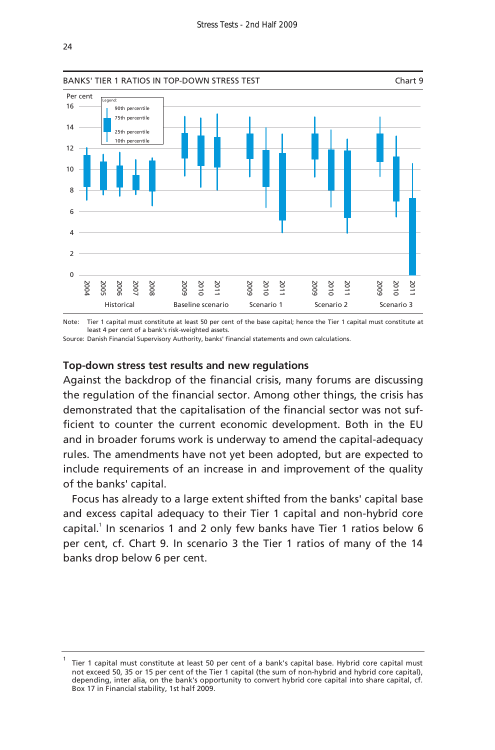BANKS' TIER 1 RATIOS IN TOP-DOWN STRESS TEST

Chart 9

Per cent

16
14
12
10
8
6
4
2
0

Legend:
90th percentile
75th percentile
25th percentile
10th percentile

2004 2005 2006 2007 2008
Historical

2009 2010 2011
Baseline scenario

2009 2010 2011
Scenario 1

2009 2010 2011
Scenario 2

2009 2010 2011
Scenario 3

Note: Tier 1 capital must constitute at least 50 per cent of the base capital; hence the Tier 1 capital must constitute at least 4 per cent of a bank's risk-weighted assets.

Source: Danish Financial Supervisory Authority, banks' financial statements and own calculations.

## Top-down stress test results and new regulations

Against the backdrop of the financial crisis, many forums are discussing the regulation of the financial sector. Among other things, the crisis has demonstrated that the capitalisation of the financial sector was not sufficient to counter the current economic development. Both in the EU and in broader forums work is underway to amend the capital-adequacy rules. The amendments have not yet been adopted, but are expected to include requirements of an increase in and improvement of the quality of the banks' capital.

Focus has already to a large extent shifted from the banks' capital base and excess capital adequacy to their Tier 1 capital and non-hybrid core capital.[1] In scenarios 1 and 2 only few banks have Tier 1 ratios below 6 per cent, cf. Chart 9. In scenario 3 the Tier 1 ratios of many of the 14 banks drop below 6 per cent.

---

[1] Tier 1 capital must constitute at least 50 per cent of a bank's capital base. Hybrid core capital must not exceed 50, 35 or 15 per cent of the Tier 1 capital (the sum of non-hybrid and hybrid core capital), depending, inter alia, on the bank's opportunity to convert hybrid core capital into share capital, cf. Box 17 in Financial stability, 1st half 2009.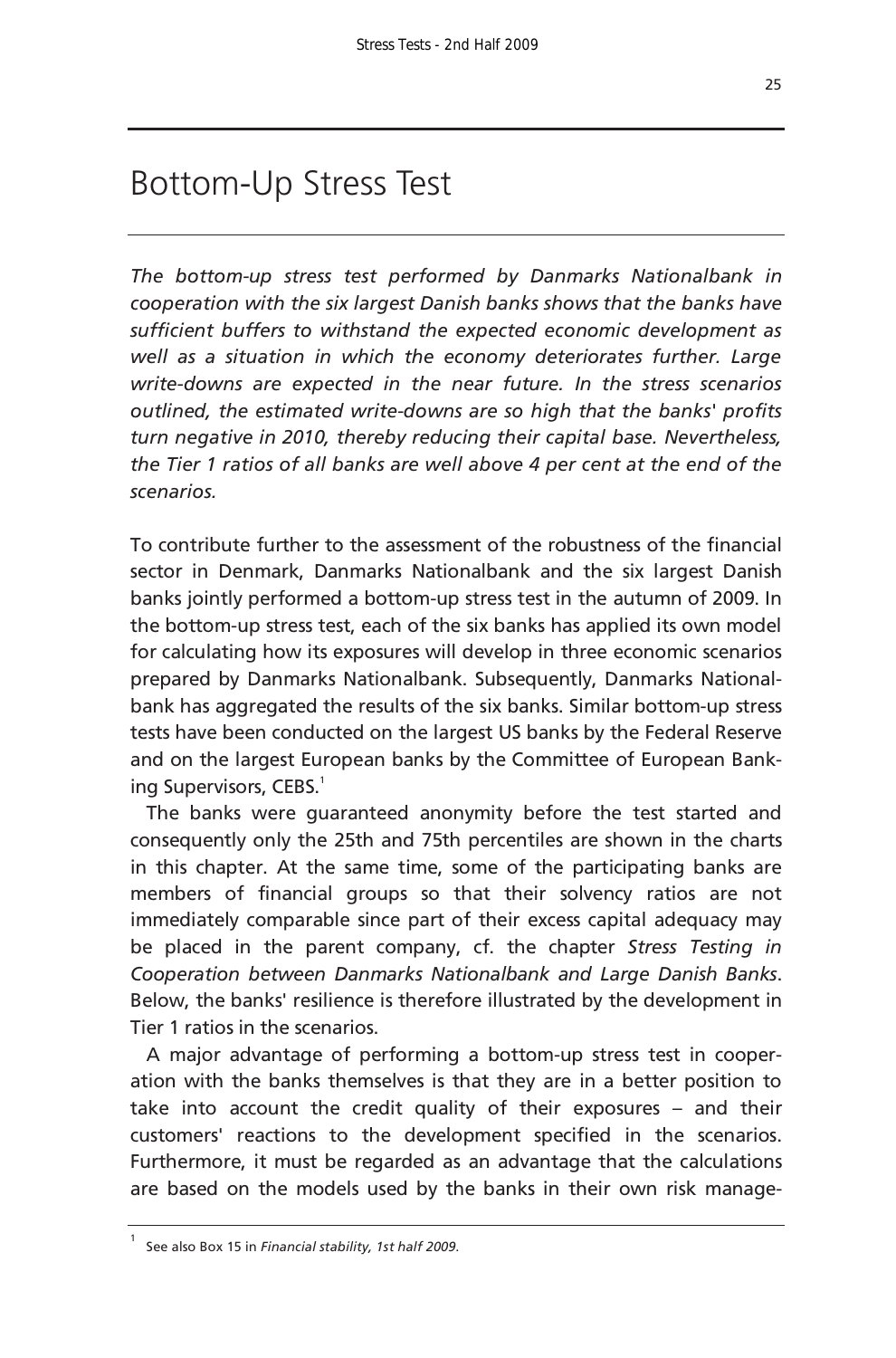# Bottom-Up Stress Test

*The bottom-up stress test performed by Danmarks Nationalbank in cooperation with the six largest Danish banks shows that the banks have sufficient buffers to withstand the expected economic development as well as a situation in which the economy deteriorates further. Large write-downs are expected in the near future. In the stress scenarios outlined, the estimated write-downs are so high that the banks' profits turn negative in 2010, thereby reducing their capital base. Nevertheless, the Tier 1 ratios of all banks are well above 4 per cent at the end of the scenarios.*

To contribute further to the assessment of the robustness of the financial sector in Denmark, Danmarks Nationalbank and the six largest Danish banks jointly performed a bottom-up stress test in the autumn of 2009. In the bottom-up stress test, each of the six banks has applied its own model for calculating how its exposures will develop in three economic scenarios prepared by Danmarks Nationalbank. Subsequently, Danmarks Nationalbank has aggregated the results of the six banks. Similar bottom-up stress tests have been conducted on the largest US banks by the Federal Reserve and on the largest European banks by the Committee of European Banking Supervisors, CEBS.[1]

The banks were guaranteed anonymity before the test started and consequently only the 25th and 75th percentiles are shown in the charts in this chapter. At the same time, some of the participating banks are members of financial groups so that their solvency ratios are not immediately comparable since part of their excess capital adequacy may be placed in the parent company, cf. the chapter *Stress Testing in Cooperation between Danmarks Nationalbank and Large Danish Banks*. Below, the banks' resilience is therefore illustrated by the development in Tier 1 ratios in the scenarios.

A major advantage of performing a bottom-up stress test in cooperation with the banks themselves is that they are in a better position to take into account the credit quality of their exposures – and their customers' reactions to the development specified in the scenarios. Furthermore, it must be regarded as an advantage that the calculations are based on the models used by the banks in their own risk manage-

[1] See also Box 15 in *Financial stability, 1st half 2009*.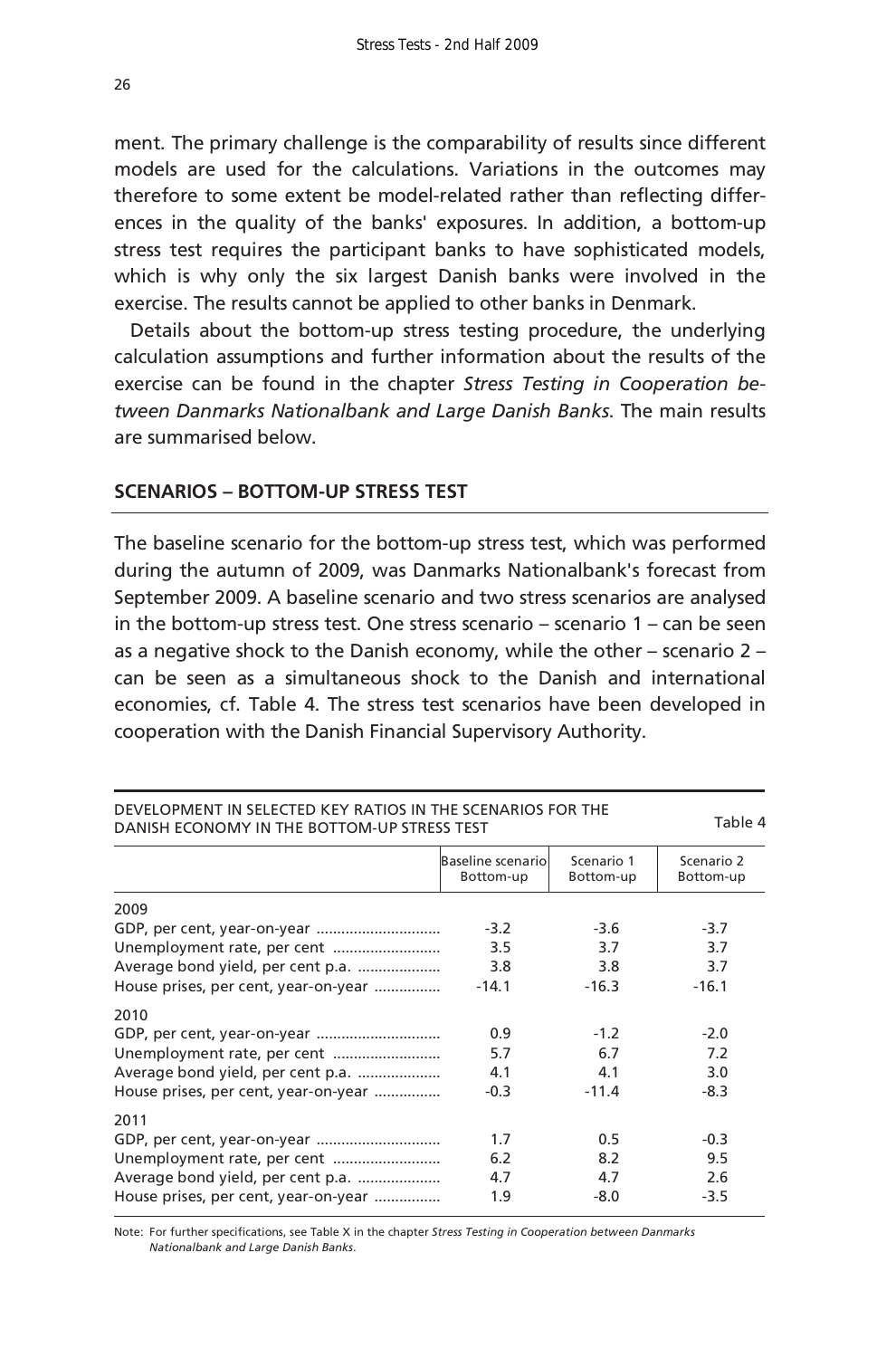ment. The primary challenge is the comparability of results since different models are used for the calculations. Variations in the outcomes may therefore to some extent be model-related rather than reflecting differences in the quality of the banks' exposures. In addition, a bottom-up stress test requires the participant banks to have sophisticated models, which is why only the six largest Danish banks were involved in the exercise. The results cannot be applied to other banks in Denmark.

Details about the bottom-up stress testing procedure, the underlying calculation assumptions and further information about the results of the exercise can be found in the chapter *Stress Testing in Cooperation between Danmarks Nationalbank and Large Danish Banks*. The main results are summarised below.

**SCENARIOS – BOTTOM-UP STRESS TEST**

The baseline scenario for the bottom-up stress test, which was performed during the autumn of 2009, was Danmarks Nationalbank's forecast from September 2009. A baseline scenario and two stress scenarios are analysed in the bottom-up stress test. One stress scenario – scenario 1 – can be seen as a negative shock to the Danish economy, while the other – scenario 2 – can be seen as a simultaneous shock to the Danish and international economies, cf. Table 4. The stress test scenarios have been developed in cooperation with the Danish Financial Supervisory Authority.

DEVELOPMENT IN SELECTED KEY RATIOS IN THE SCENARIOS FOR THE DANISH ECONOMY IN THE BOTTOM-UP STRESS TEST — Table 4

| | Baseline scenario Bottom-up | Scenario 1 Bottom-up | Scenario 2 Bottom-up |
|---|---|---|---|
| **2009** | | | |
| GDP, per cent, year-on-year | -3.2 | -3.6 | -3.7 |
| Unemployment rate, per cent | 3.5 | 3.7 | 3.7 |
| Average bond yield, per cent p.a. | 3.8 | 3.8 | 3.7 |
| House prises, per cent, year-on-year | -14.1 | -16.3 | -16.1 |
| **2010** | | | |
| GDP, per cent, year-on-year | 0.9 | -1.2 | -2.0 |
| Unemployment rate, per cent | 5.7 | 6.7 | 7.2 |
| Average bond yield, per cent p.a. | 4.1 | 4.1 | 3.0 |
| House prises, per cent, year-on-year | -0.3 | -11.4 | -8.3 |
| **2011** | | | |
| GDP, per cent, year-on-year | 1.7 | 0.5 | -0.3 |
| Unemployment rate, per cent | 6.2 | 8.2 | 9.5 |
| Average bond yield, per cent p.a. | 4.7 | 4.7 | 2.6 |
| House prises, per cent, year-on-year | 1.9 | -8.0 | -3.5 |

Note: For further specifications, see Table X in the chapter *Stress Testing in Cooperation between Danmarks Nationalbank and Large Danish Banks*.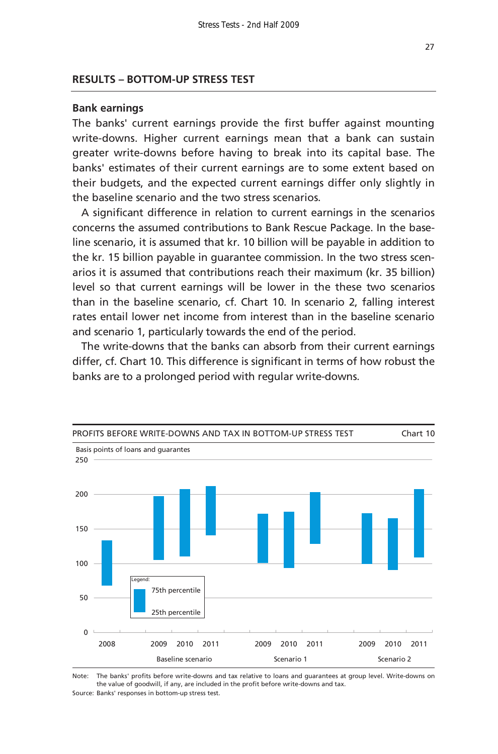## RESULTS – BOTTOM-UP STRESS TEST

### Bank earnings

The banks' current earnings provide the first buffer against mounting write-downs. Higher current earnings mean that a bank can sustain greater write-downs before having to break into its capital base. The banks' estimates of their current earnings are to some extent based on their budgets, and the expected current earnings differ only slightly in the baseline scenario and the two stress scenarios.

A significant difference in relation to current earnings in the scenarios concerns the assumed contributions to Bank Rescue Package. In the baseline scenario, it is assumed that kr. 10 billion will be payable in addition to the kr. 15 billion payable in guarantee commission. In the two stress scenarios it is assumed that contributions reach their maximum (kr. 35 billion) level so that current earnings will be lower in the these two scenarios than in the baseline scenario, cf. Chart 10. In scenario 2, falling interest rates entail lower net income from interest than in the baseline scenario and scenario 1, particularly towards the end of the period.

The write-downs that the banks can absorb from their current earnings differ, cf. Chart 10. This difference is significant in terms of how robust the banks are to a prolonged period with regular write-downs.

PROFITS BEFORE WRITE-DOWNS AND TAX IN BOTTOM-UP STRESS TEST

Chart 10

Basis points of loans and guarantees

250
200
150
100
50
0

Legend:
75th percentile
25th percentile

2008
2009 2010 2011
Baseline scenario
2009 2010 2011
Scenario 1
2009 2010 2011
Scenario 2

Note: The banks' profits before write-downs and tax relative to loans and guarantees at group level. Write-downs on the value of goodwill, if any, are included in the profit before write-downs and tax.

Source: Banks' responses in bottom-up stress test.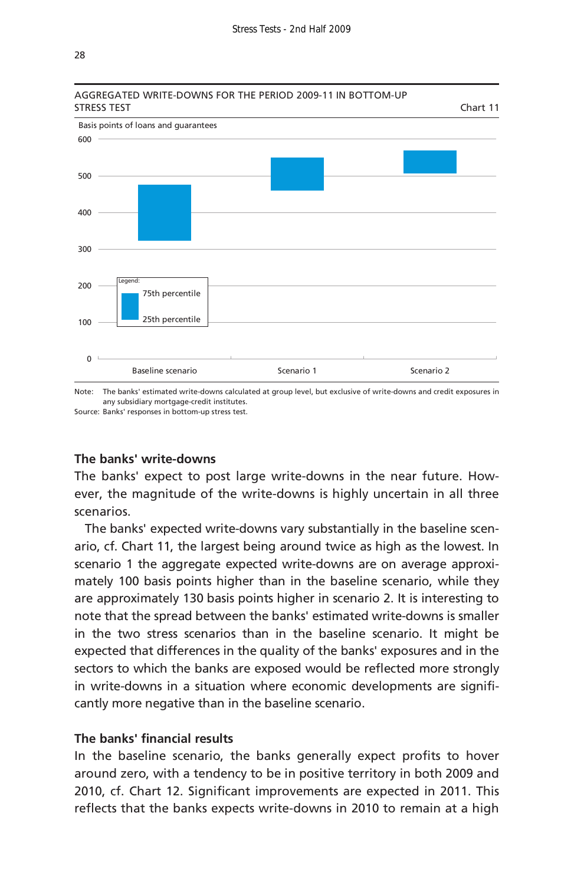AGGREGATED WRITE-DOWNS FOR THE PERIOD 2009-11 IN BOTTOM-UP STRESS TEST

Chart 11

Basis points of loans and guarantees

600
500
400
300
200
100
0

Baseline scenario
Scenario 1
Scenario 2

Legend:
75th percentile
25th percentile

Note: The banks' estimated write-downs calculated at group level, but exclusive of write-downs and credit exposures in any subsidiary mortgage-credit institutes.

Source: Banks' responses in bottom-up stress test.

### The banks' write-downs

The banks' expect to post large write-downs in the near future. However, the magnitude of the write-downs is highly uncertain in all three scenarios.

The banks' expected write-downs vary substantially in the baseline scenario, cf. Chart 11, the largest being around twice as high as the lowest. In scenario 1 the aggregate expected write-downs are on average approximately 100 basis points higher than in the baseline scenario, while they are approximately 130 basis points higher in scenario 2. It is interesting to note that the spread between the banks' estimated write-downs is smaller in the two stress scenarios than in the baseline scenario. It might be expected that differences in the quality of the banks' exposures and in the sectors to which the banks are exposed would be reflected more strongly in write-downs in a situation where economic developments are significantly more negative than in the baseline scenario.

### The banks' financial results

In the baseline scenario, the banks generally expect profits to hover around zero, with a tendency to be in positive territory in both 2009 and 2010, cf. Chart 12. Significant improvements are expected in 2011. This reflects that the banks expects write-downs in 2010 to remain at a high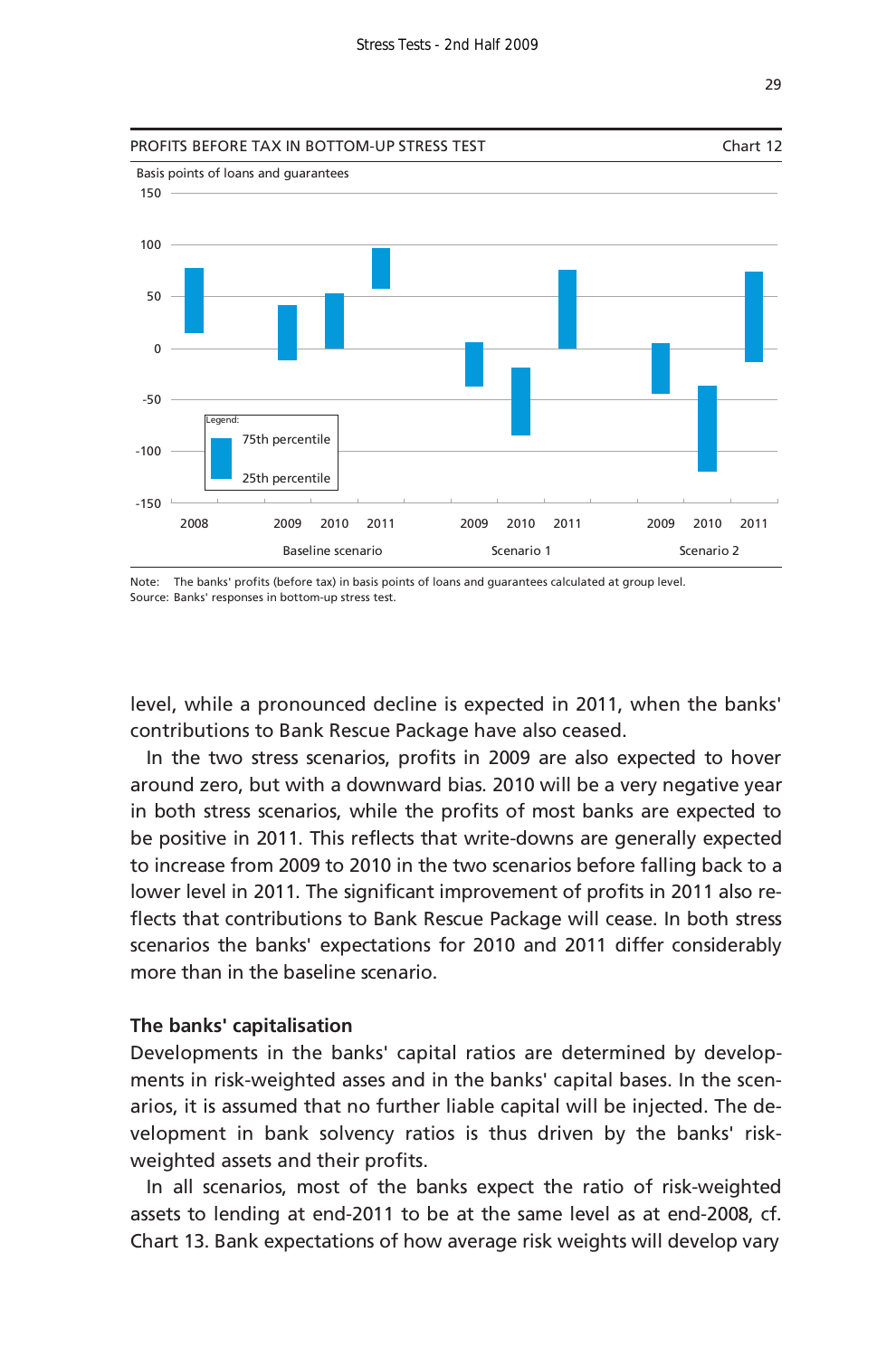PROFITS BEFORE TAX IN BOTTOM-UP STRESS TEST

Chart 12

Basis points of loans and guarantees

150
100
50
0
-50
-100
-150

Legend:
75th percentile
25th percentile

2008
2009 2010 2011
Baseline scenario
2009 2010 2011
Scenario 1
2009 2010 2011
Scenario 2

Note: The banks' profits (before tax) in basis points of loans and guarantees calculated at group level.
Source: Banks' responses in bottom-up stress test.

level, while a pronounced decline is expected in 2011, when the banks' contributions to Bank Rescue Package have also ceased.

In the two stress scenarios, profits in 2009 are also expected to hover around zero, but with a downward bias. 2010 will be a very negative year in both stress scenarios, while the profits of most banks are expected to be positive in 2011. This reflects that write-downs are generally expected to increase from 2009 to 2010 in the two scenarios before falling back to a lower level in 2011. The significant improvement of profits in 2011 also reflects that contributions to Bank Rescue Package will cease. In both stress scenarios the banks' expectations for 2010 and 2011 differ considerably more than in the baseline scenario.

**The banks' capitalisation**

Developments in the banks' capital ratios are determined by developments in risk-weighted asses and in the banks' capital bases. In the scenarios, it is assumed that no further liable capital will be injected. The development in bank solvency ratios is thus driven by the banks' risk-weighted assets and their profits.

In all scenarios, most of the banks expect the ratio of risk-weighted assets to lending at end-2011 to be at the same level as at end-2008, cf. Chart 13. Bank expectations of how average risk weights will develop vary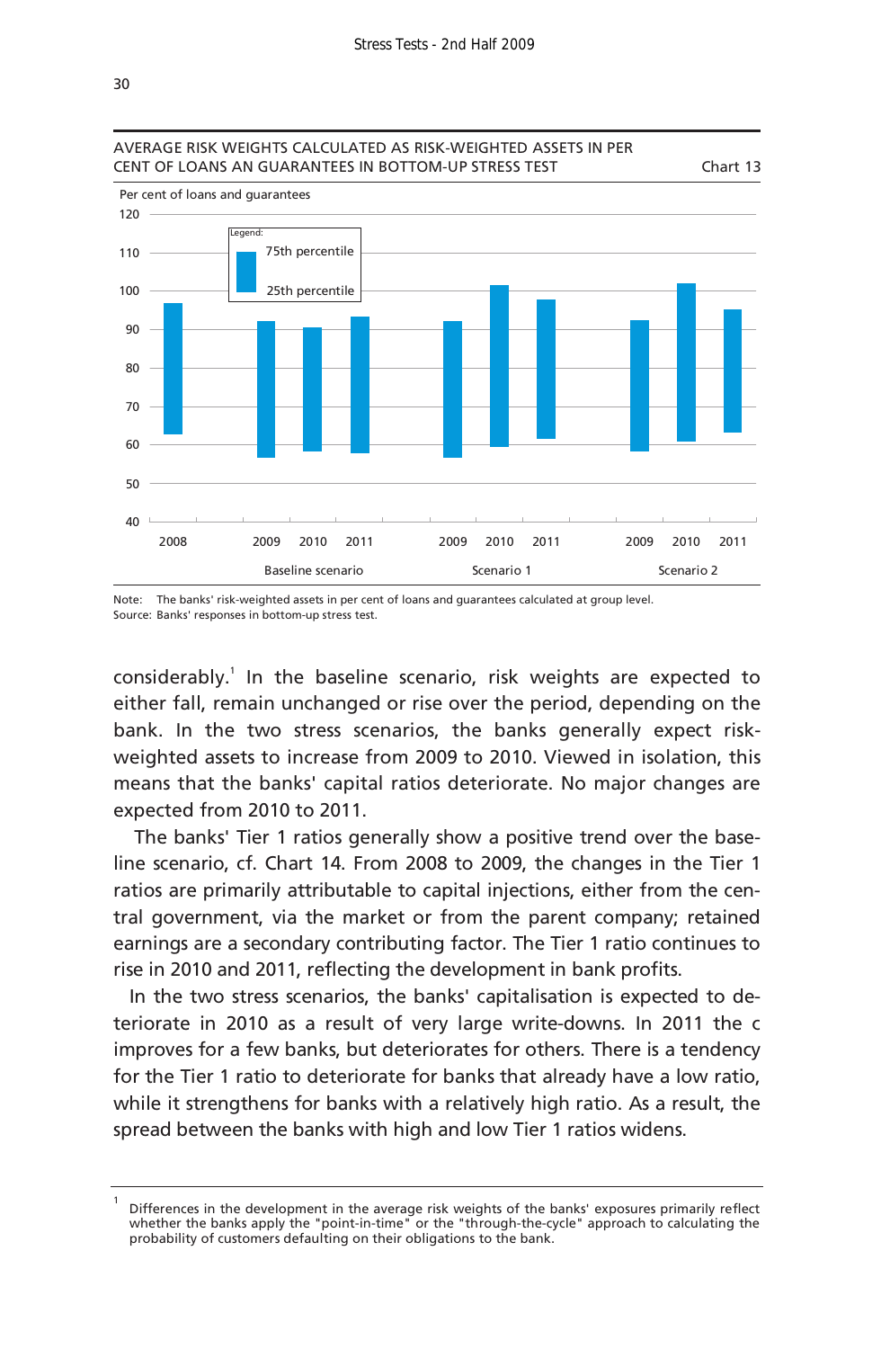AVERAGE RISK WEIGHTS CALCULATED AS RISK-WEIGHTED ASSETS IN PER CENT OF LOANS AN GUARANTEES IN BOTTOM-UP STRESS TEST — Chart 13

Per cent of loans and guarantees

Legend: 75th percentile / 25th percentile

Baseline scenario: 2008, 2009, 2010, 2011 | Scenario 1: 2009, 2010, 2011 | Scenario 2: 2009, 2010, 2011

Note: The banks' risk-weighted assets in per cent of loans and guarantees calculated at group level.
Source: Banks' responses in bottom-up stress test.

considerably.[1] In the baseline scenario, risk weights are expected to either fall, remain unchanged or rise over the period, depending on the bank. In the two stress scenarios, the banks generally expect risk-weighted assets to increase from 2009 to 2010. Viewed in isolation, this means that the banks' capital ratios deteriorate. No major changes are expected from 2010 to 2011.

The banks' Tier 1 ratios generally show a positive trend over the baseline scenario, cf. Chart 14. From 2008 to 2009, the changes in the Tier 1 ratios are primarily attributable to capital injections, either from the central government, via the market or from the parent company; retained earnings are a secondary contributing factor. The Tier 1 ratio continues to rise in 2010 and 2011, reflecting the development in bank profits.

In the two stress scenarios, the banks' capitalisation is expected to deteriorate in 2010 as a result of very large write-downs. In 2011 the c improves for a few banks, but deteriorates for others. There is a tendency for the Tier 1 ratio to deteriorate for banks that already have a low ratio, while it strengthens for banks with a relatively high ratio. As a result, the spread between the banks with high and low Tier 1 ratios widens.

---

[1] Differences in the development in the average risk weights of the banks' exposures primarily reflect whether the banks apply the "point-in-time" or the "through-the-cycle" approach to calculating the probability of customers defaulting on their obligations to the bank.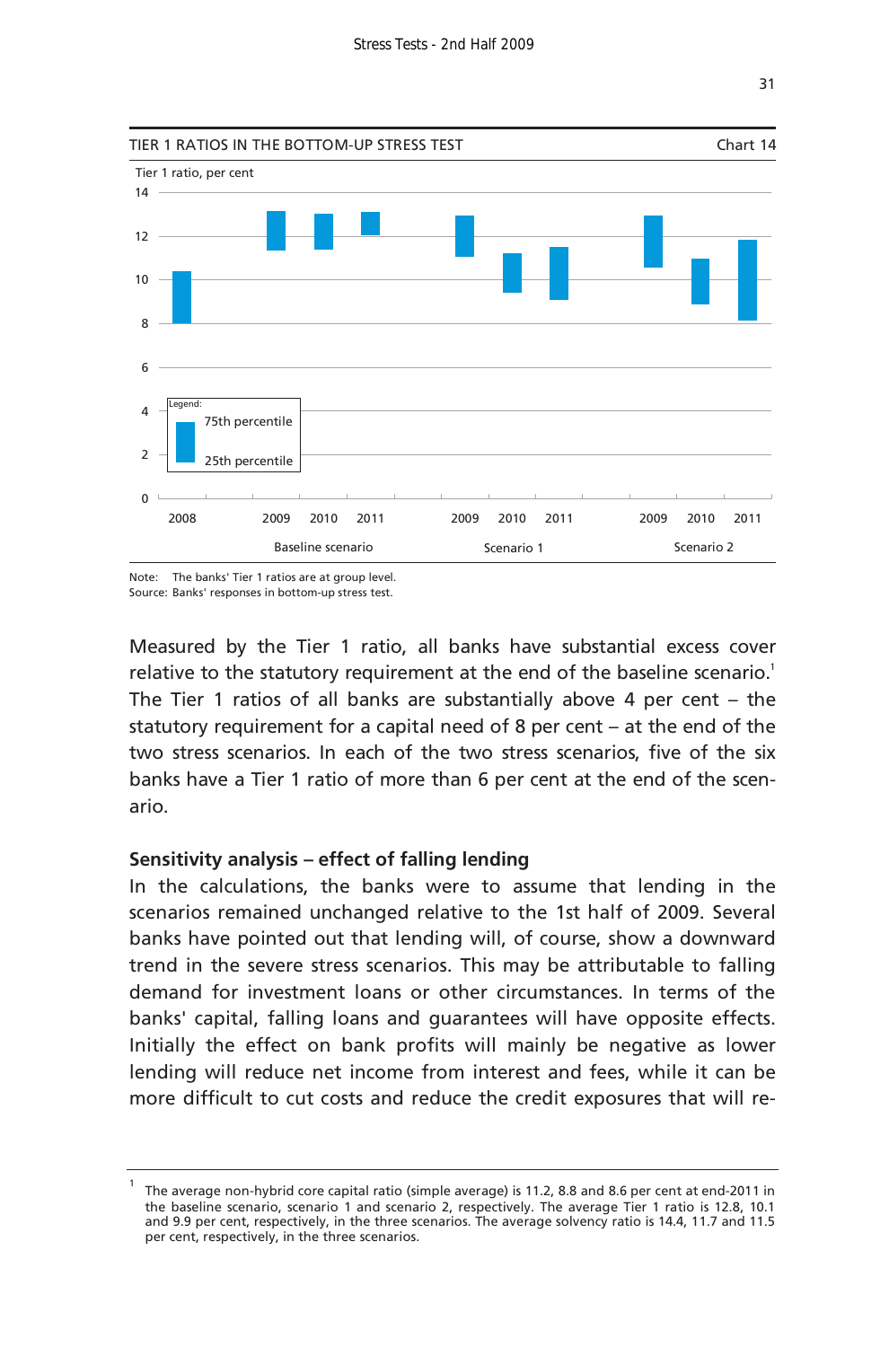TIER 1 RATIOS IN THE BOTTOM-UP STRESS TEST

Chart 14

Tier 1 ratio, per cent

14
12
10
8
6
4
2
0

Legend:
75th percentile
25th percentile

2008
2009 2010 2011
Baseline scenario
2009 2010 2011
Scenario 1
2009 2010 2011
Scenario 2

Note: The banks' Tier 1 ratios are at group level.
Source: Banks' responses in bottom-up stress test.

Measured by the Tier 1 ratio, all banks have substantial excess cover relative to the statutory requirement at the end of the baseline scenario.[1] The Tier 1 ratios of all banks are substantially above 4 per cent – the statutory requirement for a capital need of 8 per cent – at the end of the two stress scenarios. In each of the two stress scenarios, five of the six banks have a Tier 1 ratio of more than 6 per cent at the end of the scenario.

**Sensitivity analysis – effect of falling lending**

In the calculations, the banks were to assume that lending in the scenarios remained unchanged relative to the 1st half of 2009. Several banks have pointed out that lending will, of course, show a downward trend in the severe stress scenarios. This may be attributable to falling demand for investment loans or other circumstances. In terms of the banks' capital, falling loans and guarantees will have opposite effects. Initially the effect on bank profits will mainly be negative as lower lending will reduce net income from interest and fees, while it can be more difficult to cut costs and reduce the credit exposures that will re-

[1] The average non-hybrid core capital ratio (simple average) is 11.2, 8.8 and 8.6 per cent at end-2011 in the baseline scenario, scenario 1 and scenario 2, respectively. The average Tier 1 ratio is 12.8, 10.1 and 9.9 per cent, respectively, in the three scenarios. The average solvency ratio is 14.4, 11.7 and 11.5 per cent, respectively, in the three scenarios.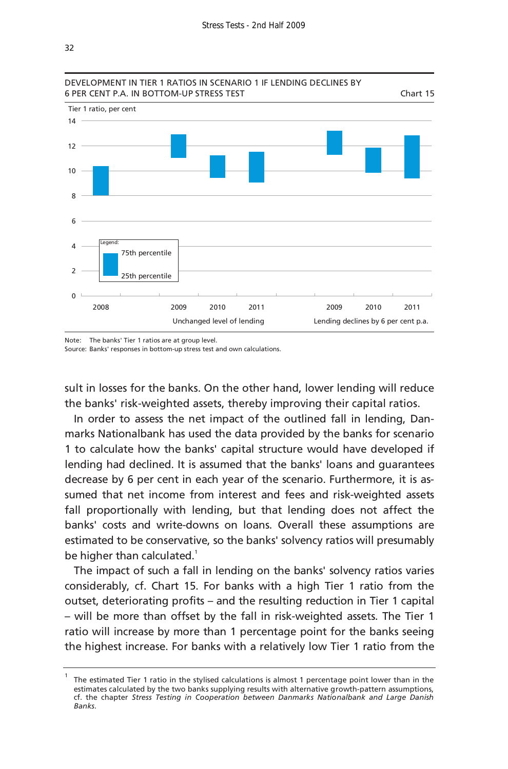DEVELOPMENT IN TIER 1 RATIOS IN SCENARIO 1 IF LENDING DECLINES BY 6 PER CENT P.A. IN BOTTOM-UP STRESS TEST

Chart 15

Tier 1 ratio, per cent

14
12
10
8
6
4
2
0

Legend:
75th percentile
25th percentile

2008
2009 2010 2011
Unchanged level of lending
2009 2010 2011
Lending declines by 6 per cent p.a.

Note: The banks' Tier 1 ratios are at group level.
Source: Banks' responses in bottom-up stress test and own calculations.

sult in losses for the banks. On the other hand, lower lending will reduce the banks' risk-weighted assets, thereby improving their capital ratios.

In order to assess the net impact of the outlined fall in lending, Danmarks Nationalbank has used the data provided by the banks for scenario 1 to calculate how the banks' capital structure would have developed if lending had declined. It is assumed that the banks' loans and guarantees decrease by 6 per cent in each year of the scenario. Furthermore, it is assumed that net income from interest and fees and risk-weighted assets fall proportionally with lending, but that lending does not affect the banks' costs and write-downs on loans. Overall these assumptions are estimated to be conservative, so the banks' solvency ratios will presumably be higher than calculated.[1]

The impact of such a fall in lending on the banks' solvency ratios varies considerably, cf. Chart 15. For banks with a high Tier 1 ratio from the outset, deteriorating profits – and the resulting reduction in Tier 1 capital – will be more than offset by the fall in risk-weighted assets. The Tier 1 ratio will increase by more than 1 percentage point for the banks seeing the highest increase. For banks with a relatively low Tier 1 ratio from the

[1] The estimated Tier 1 ratio in the stylised calculations is almost 1 percentage point lower than in the estimates calculated by the two banks supplying results with alternative growth-pattern assumptions, cf. the chapter *Stress Testing in Cooperation between Danmarks Nationalbank and Large Danish Banks*.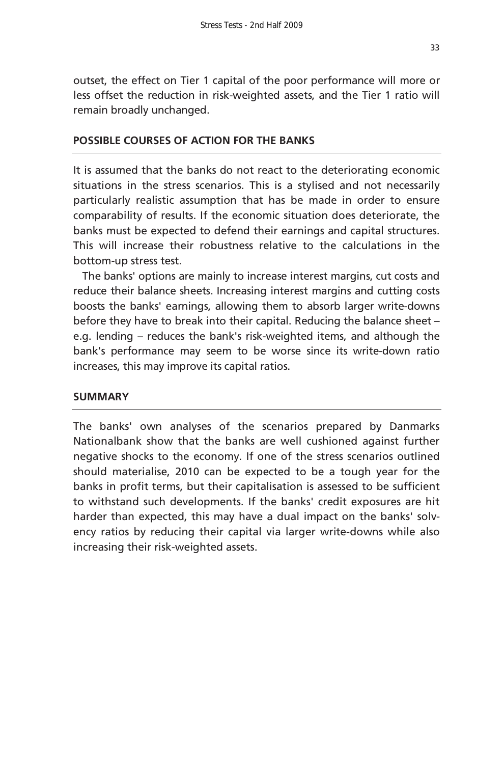outset, the effect on Tier 1 capital of the poor performance will more or less offset the reduction in risk-weighted assets, and the Tier 1 ratio will remain broadly unchanged.

## POSSIBLE COURSES OF ACTION FOR THE BANKS

It is assumed that the banks do not react to the deteriorating economic situations in the stress scenarios. This is a stylised and not necessarily particularly realistic assumption that has be made in order to ensure comparability of results. If the economic situation does deteriorate, the banks must be expected to defend their earnings and capital structures. This will increase their robustness relative to the calculations in the bottom-up stress test.

The banks' options are mainly to increase interest margins, cut costs and reduce their balance sheets. Increasing interest margins and cutting costs boosts the banks' earnings, allowing them to absorb larger write-downs before they have to break into their capital. Reducing the balance sheet – e.g. lending – reduces the bank's risk-weighted items, and although the bank's performance may seem to be worse since its write-down ratio increases, this may improve its capital ratios.

## SUMMARY

The banks' own analyses of the scenarios prepared by Danmarks Nationalbank show that the banks are well cushioned against further negative shocks to the economy. If one of the stress scenarios outlined should materialise, 2010 can be expected to be a tough year for the banks in profit terms, but their capitalisation is assessed to be sufficient to withstand such developments. If the banks' credit exposures are hit harder than expected, this may have a dual impact on the banks' solvency ratios by reducing their capital via larger write-downs while also increasing their risk-weighted assets.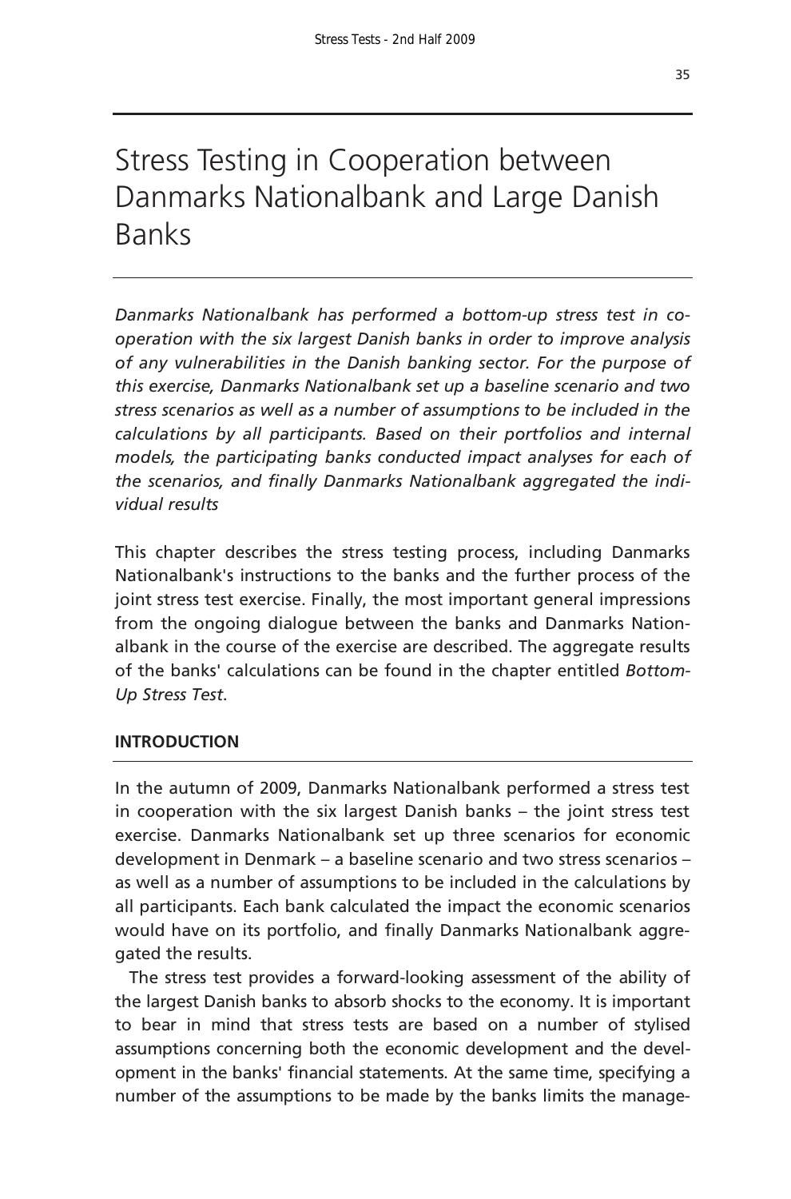# Stress Testing in Cooperation between Danmarks Nationalbank and Large Danish Banks

*Danmarks Nationalbank has performed a bottom-up stress test in co-operation with the six largest Danish banks in order to improve analysis of any vulnerabilities in the Danish banking sector. For the purpose of this exercise, Danmarks Nationalbank set up a baseline scenario and two stress scenarios as well as a number of assumptions to be included in the calculations by all participants. Based on their portfolios and internal models, the participating banks conducted impact analyses for each of the scenarios, and finally Danmarks Nationalbank aggregated the individual results*

This chapter describes the stress testing process, including Danmarks Nationalbank's instructions to the banks and the further process of the joint stress test exercise. Finally, the most important general impressions from the ongoing dialogue between the banks and Danmarks Nationalbank in the course of the exercise are described. The aggregate results of the banks' calculations can be found in the chapter entitled *Bottom-Up Stress Test*.

## INTRODUCTION

In the autumn of 2009, Danmarks Nationalbank performed a stress test in cooperation with the six largest Danish banks – the joint stress test exercise. Danmarks Nationalbank set up three scenarios for economic development in Denmark – a baseline scenario and two stress scenarios – as well as a number of assumptions to be included in the calculations by all participants. Each bank calculated the impact the economic scenarios would have on its portfolio, and finally Danmarks Nationalbank aggregated the results.

The stress test provides a forward-looking assessment of the ability of the largest Danish banks to absorb shocks to the economy. It is important to bear in mind that stress tests are based on a number of stylised assumptions concerning both the economic development and the development in the banks' financial statements. At the same time, specifying a number of the assumptions to be made by the banks limits the manage-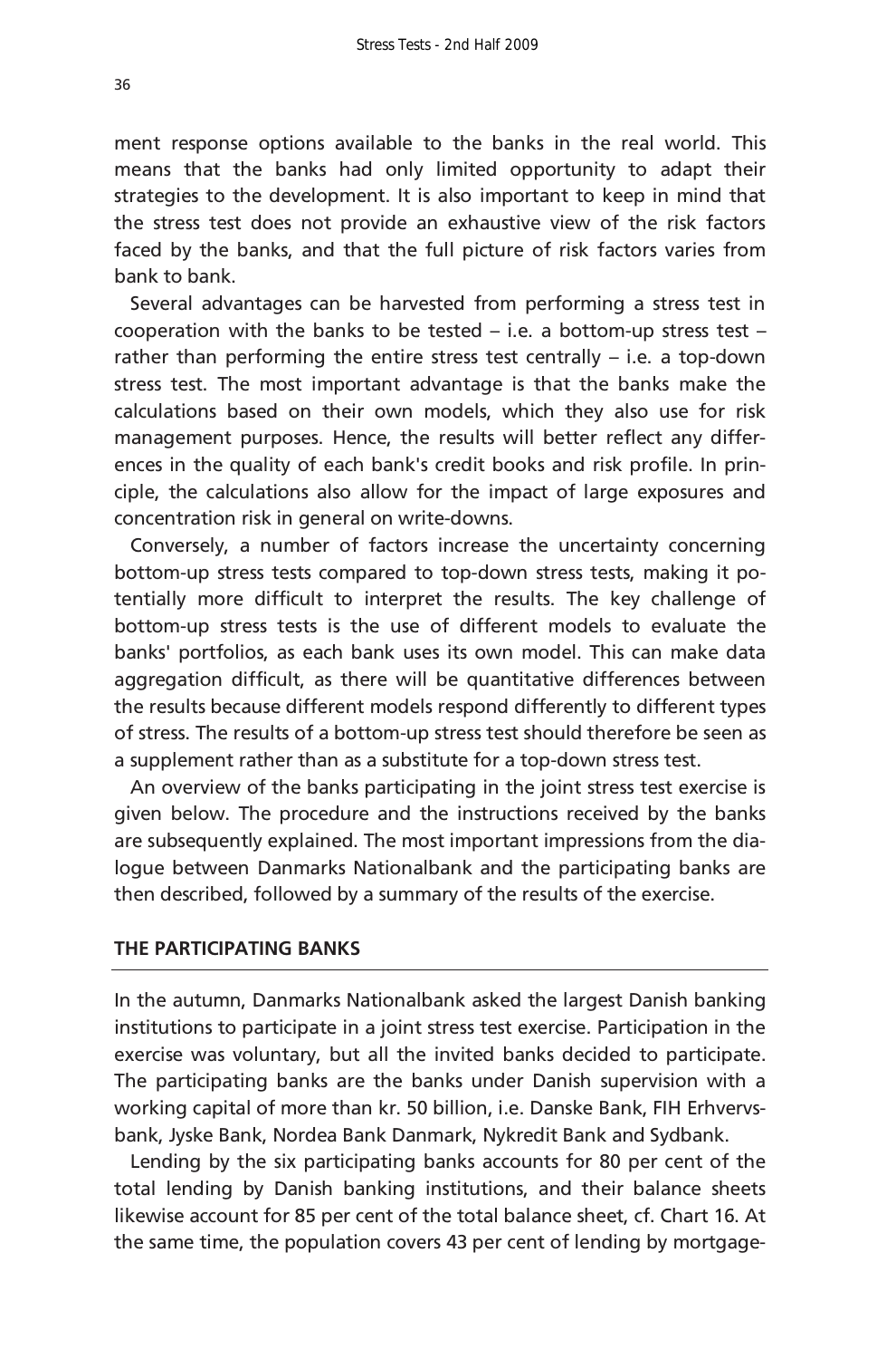ment response options available to the banks in the real world. This means that the banks had only limited opportunity to adapt their strategies to the development. It is also important to keep in mind that the stress test does not provide an exhaustive view of the risk factors faced by the banks, and that the full picture of risk factors varies from bank to bank.

Several advantages can be harvested from performing a stress test in cooperation with the banks to be tested – i.e. a bottom-up stress test – rather than performing the entire stress test centrally – i.e. a top-down stress test. The most important advantage is that the banks make the calculations based on their own models, which they also use for risk management purposes. Hence, the results will better reflect any differences in the quality of each bank's credit books and risk profile. In principle, the calculations also allow for the impact of large exposures and concentration risk in general on write-downs.

Conversely, a number of factors increase the uncertainty concerning bottom-up stress tests compared to top-down stress tests, making it potentially more difficult to interpret the results. The key challenge of bottom-up stress tests is the use of different models to evaluate the banks' portfolios, as each bank uses its own model. This can make data aggregation difficult, as there will be quantitative differences between the results because different models respond differently to different types of stress. The results of a bottom-up stress test should therefore be seen as a supplement rather than as a substitute for a top-down stress test.

An overview of the banks participating in the joint stress test exercise is given below. The procedure and the instructions received by the banks are subsequently explained. The most important impressions from the dialogue between Danmarks Nationalbank and the participating banks are then described, followed by a summary of the results of the exercise.

## THE PARTICIPATING BANKS

In the autumn, Danmarks Nationalbank asked the largest Danish banking institutions to participate in a joint stress test exercise. Participation in the exercise was voluntary, but all the invited banks decided to participate. The participating banks are the banks under Danish supervision with a working capital of more than kr. 50 billion, i.e. Danske Bank, FIH Erhvervsbank, Jyske Bank, Nordea Bank Danmark, Nykredit Bank and Sydbank.

Lending by the six participating banks accounts for 80 per cent of the total lending by Danish banking institutions, and their balance sheets likewise account for 85 per cent of the total balance sheet, cf. Chart 16. At the same time, the population covers 43 per cent of lending by mortgage-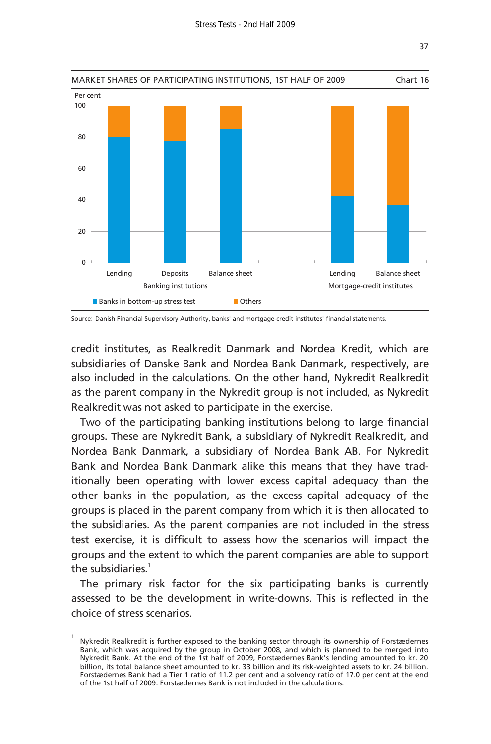MARKET SHARES OF PARTICIPATING INSTITUTIONS, 1ST HALF OF 2009

Chart 16

Per cent

100
80
60
40
20
0

Lending
Deposits
Balance sheet
Banking institutions

Lending
Balance sheet
Mortgage-credit institutes

Banks in bottom-up stress test
Others

Source: Danish Financial Supervisory Authority, banks' and mortgage-credit institutes' financial statements.

credit institutes, as Realkredit Danmark and Nordea Kredit, which are subsidiaries of Danske Bank and Nordea Bank Danmark, respectively, are also included in the calculations. On the other hand, Nykredit Realkredit as the parent company in the Nykredit group is not included, as Nykredit Realkredit was not asked to participate in the exercise.

Two of the participating banking institutions belong to large financial groups. These are Nykredit Bank, a subsidiary of Nykredit Realkredit, and Nordea Bank Danmark, a subsidiary of Nordea Bank AB. For Nykredit Bank and Nordea Bank Danmark alike this means that they have traditionally been operating with lower excess capital adequacy than the other banks in the population, as the excess capital adequacy of the groups is placed in the parent company from which it is then allocated to the subsidiaries. As the parent companies are not included in the stress test exercise, it is difficult to assess how the scenarios will impact the groups and the extent to which the parent companies are able to support the subsidiaries.[1]

The primary risk factor for the six participating banks is currently assessed to be the development in write-downs. This is reflected in the choice of stress scenarios.

[1] Nykredit Realkredit is further exposed to the banking sector through its ownership of Forstædernes Bank, which was acquired by the group in October 2008, and which is planned to be merged into Nykredit Bank. At the end of the 1st half of 2009, Forstædernes Bank's lending amounted to kr. 20 billion, its total balance sheet amounted to kr. 33 billion and its risk-weighted assets to kr. 24 billion. Forstædernes Bank had a Tier 1 ratio of 11.2 per cent and a solvency ratio of 17.0 per cent at the end of the 1st half of 2009. Forstædernes Bank is not included in the calculations.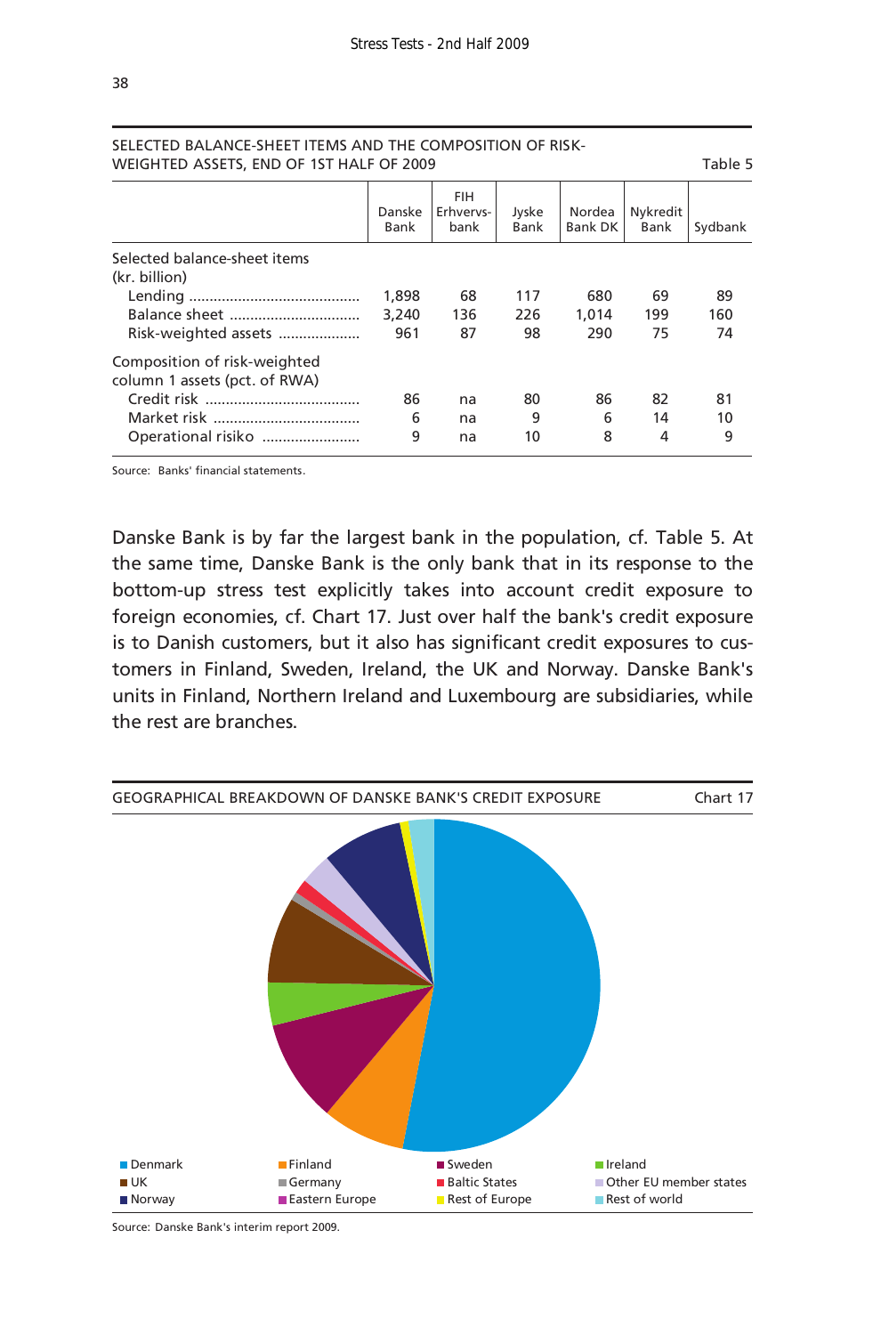SELECTED BALANCE-SHEET ITEMS AND THE COMPOSITION OF RISK-WEIGHTED ASSETS, END OF 1ST HALF OF 2009

Table 5

| | Danske Bank | FIH Erhvervs-bank | Jyske Bank | Nordea Bank DK | Nykredit Bank | Sydbank |
|---|---|---|---|---|---|---|
| Selected balance-sheet items (kr. billion) | | | | | | |
| Lending | 1,898 | 68 | 117 | 680 | 69 | 89 |
| Balance sheet | 3,240 | 136 | 226 | 1,014 | 199 | 160 |
| Risk-weighted assets | 961 | 87 | 98 | 290 | 75 | 74 |
| Composition of risk-weighted column 1 assets (pct. of RWA) | | | | | | |
| Credit risk | 86 | na | 80 | 86 | 82 | 81 |
| Market risk | 6 | na | 9 | 6 | 14 | 10 |
| Operational risiko | 9 | na | 10 | 8 | 4 | 9 |

Source: Banks' financial statements.

Danske Bank is by far the largest bank in the population, cf. Table 5. At the same time, Danske Bank is the only bank that in its response to the bottom-up stress test explicitly takes into account credit exposure to foreign economies, cf. Chart 17. Just over half the bank's credit exposure is to Danish customers, but it also has significant credit exposures to customers in Finland, Sweden, Ireland, the UK and Norway. Danske Bank's units in Finland, Northern Ireland and Luxembourg are subsidiaries, while the rest are branches.

GEOGRAPHICAL BREAKDOWN OF DANSKE BANK'S CREDIT EXPOSURE

Chart 17

Denmark
Finland
Sweden
Ireland
UK
Germany
Baltic States
Other EU member states
Norway
Eastern Europe
Rest of Europe
Rest of world

Source: Danske Bank's interim report 2009.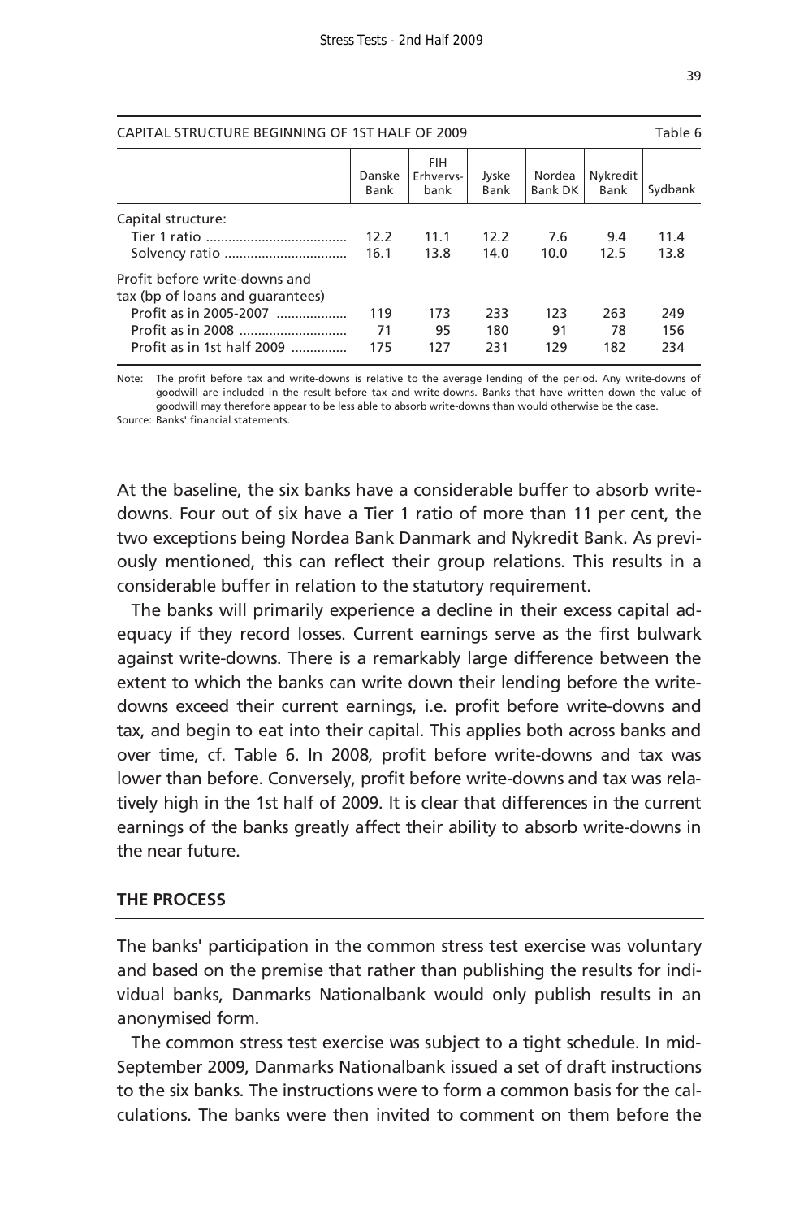CAPITAL STRUCTURE BEGINNING OF 1ST HALF OF 2009 Table 6

| | Danske Bank | FIH Erhvervs-bank | Jyske Bank | Nordea Bank DK | Nykredit Bank | Sydbank |
|---|---|---|---|---|---|---|
| Capital structure: | | | | | | |
| Tier 1 ratio | 12.2 | 11.1 | 12.2 | 7.6 | 9.4 | 11.4 |
| Solvency ratio | 16.1 | 13.8 | 14.0 | 10.0 | 12.5 | 13.8 |
| Profit before write-downs and tax (bp of loans and guarantees) | | | | | | |
| Profit as in 2005-2007 | 119 | 173 | 233 | 123 | 263 | 249 |
| Profit as in 2008 | 71 | 95 | 180 | 91 | 78 | 156 |
| Profit as in 1st half 2009 | 175 | 127 | 231 | 129 | 182 | 234 |

Note: The profit before tax and write-downs is relative to the average lending of the period. Any write-downs of goodwill are included in the result before tax and write-downs. Banks that have written down the value of goodwill may therefore appear to be less able to absorb write-downs than would otherwise be the case.
Source: Banks' financial statements.

At the baseline, the six banks have a considerable buffer to absorb write-downs. Four out of six have a Tier 1 ratio of more than 11 per cent, the two exceptions being Nordea Bank Danmark and Nykredit Bank. As previously mentioned, this can reflect their group relations. This results in a considerable buffer in relation to the statutory requirement.

The banks will primarily experience a decline in their excess capital adequacy if they record losses. Current earnings serve as the first bulwark against write-downs. There is a remarkably large difference between the extent to which the banks can write down their lending before the write-downs exceed their current earnings, i.e. profit before write-downs and tax, and begin to eat into their capital. This applies both across banks and over time, cf. Table 6. In 2008, profit before write-downs and tax was lower than before. Conversely, profit before write-downs and tax was relatively high in the 1st half of 2009. It is clear that differences in the current earnings of the banks greatly affect their ability to absorb write-downs in the near future.

## THE PROCESS

The banks' participation in the common stress test exercise was voluntary and based on the premise that rather than publishing the results for individual banks, Danmarks Nationalbank would only publish results in an anonymised form.

The common stress test exercise was subject to a tight schedule. In mid-September 2009, Danmarks Nationalbank issued a set of draft instructions to the six banks. The instructions were to form a common basis for the calculations. The banks were then invited to comment on them before the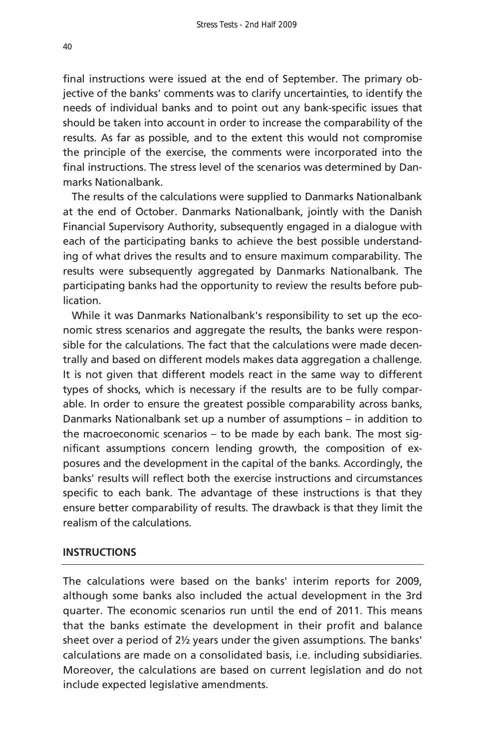final instructions were issued at the end of September. The primary objective of the banks' comments was to clarify uncertainties, to identify the needs of individual banks and to point out any bank-specific issues that should be taken into account in order to increase the comparability of the results. As far as possible, and to the extent this would not compromise the principle of the exercise, the comments were incorporated into the final instructions. The stress level of the scenarios was determined by Danmarks Nationalbank.

The results of the calculations were supplied to Danmarks Nationalbank at the end of October. Danmarks Nationalbank, jointly with the Danish Financial Supervisory Authority, subsequently engaged in a dialogue with each of the participating banks to achieve the best possible understanding of what drives the results and to ensure maximum comparability. The results were subsequently aggregated by Danmarks Nationalbank. The participating banks had the opportunity to review the results before publication.

While it was Danmarks Nationalbank's responsibility to set up the economic stress scenarios and aggregate the results, the banks were responsible for the calculations. The fact that the calculations were made decentrally and based on different models makes data aggregation a challenge. It is not given that different models react in the same way to different types of shocks, which is necessary if the results are to be fully comparable. In order to ensure the greatest possible comparability across banks, Danmarks Nationalbank set up a number of assumptions – in addition to the macroeconomic scenarios – to be made by each bank. The most significant assumptions concern lending growth, the composition of exposures and the development in the capital of the banks. Accordingly, the banks' results will reflect both the exercise instructions and circumstances specific to each bank. The advantage of these instructions is that they ensure better comparability of results. The drawback is that they limit the realism of the calculations.

## INSTRUCTIONS

The calculations were based on the banks' interim reports for 2009, although some banks also included the actual development in the 3rd quarter. The economic scenarios run until the end of 2011. This means that the banks estimate the development in their profit and balance sheet over a period of 2½ years under the given assumptions. The banks' calculations are made on a consolidated basis, i.e. including subsidiaries. Moreover, the calculations are based on current legislation and do not include expected legislative amendments.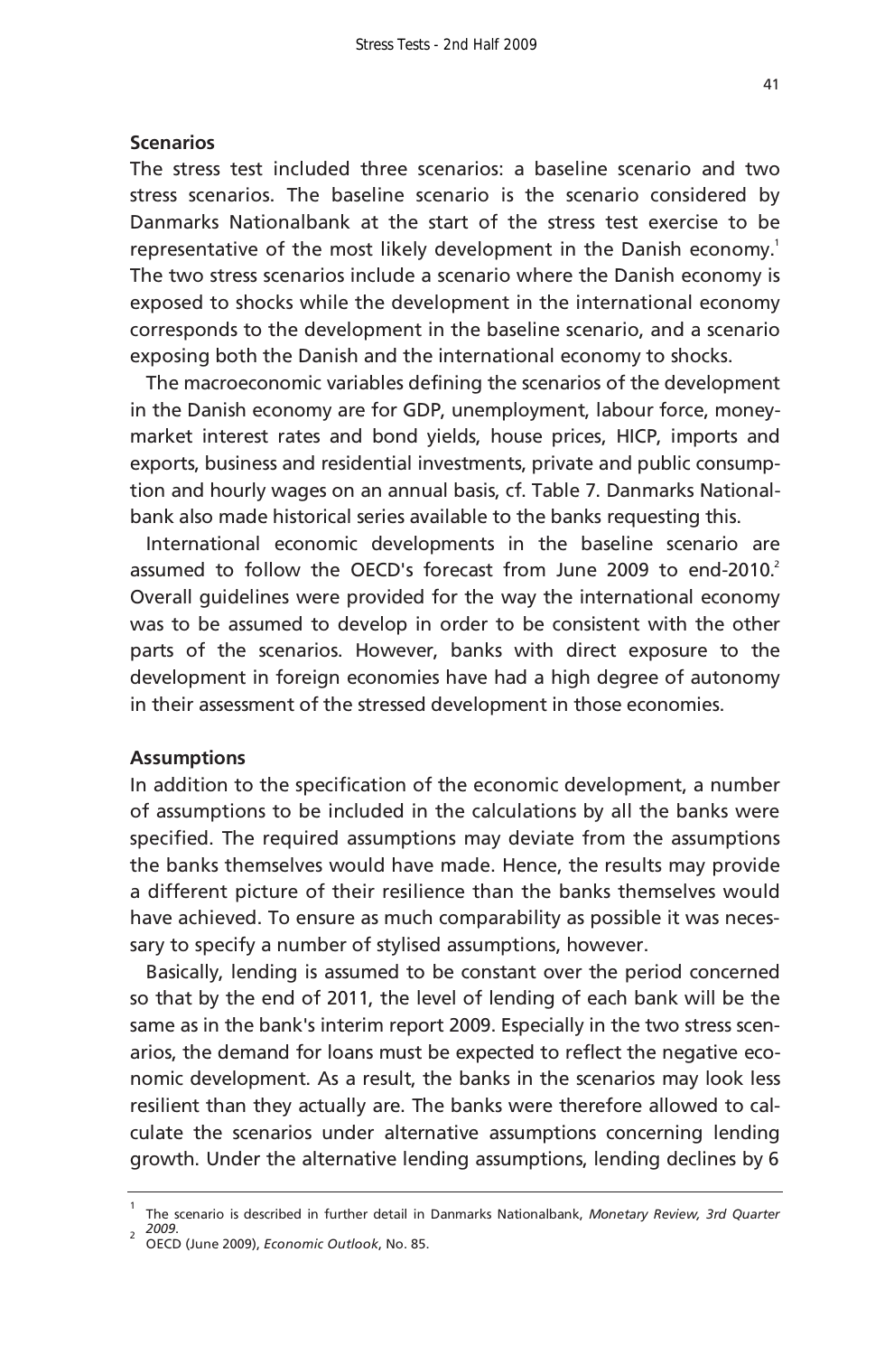## Scenarios

The stress test included three scenarios: a baseline scenario and two stress scenarios. The baseline scenario is the scenario considered by Danmarks Nationalbank at the start of the stress test exercise to be representative of the most likely development in the Danish economy.[1] The two stress scenarios include a scenario where the Danish economy is exposed to shocks while the development in the international economy corresponds to the development in the baseline scenario, and a scenario exposing both the Danish and the international economy to shocks.

The macroeconomic variables defining the scenarios of the development in the Danish economy are for GDP, unemployment, labour force, money-market interest rates and bond yields, house prices, HICP, imports and exports, business and residential investments, private and public consumption and hourly wages on an annual basis, cf. Table 7. Danmarks Nationalbank also made historical series available to the banks requesting this.

International economic developments in the baseline scenario are assumed to follow the OECD's forecast from June 2009 to end-2010.[2] Overall guidelines were provided for the way the international economy was to be assumed to develop in order to be consistent with the other parts of the scenarios. However, banks with direct exposure to the development in foreign economies have had a high degree of autonomy in their assessment of the stressed development in those economies.

## Assumptions

In addition to the specification of the economic development, a number of assumptions to be included in the calculations by all the banks were specified. The required assumptions may deviate from the assumptions the banks themselves would have made. Hence, the results may provide a different picture of their resilience than the banks themselves would have achieved. To ensure as much comparability as possible it was necessary to specify a number of stylised assumptions, however.

Basically, lending is assumed to be constant over the period concerned so that by the end of 2011, the level of lending of each bank will be the same as in the bank's interim report 2009. Especially in the two stress scenarios, the demand for loans must be expected to reflect the negative economic development. As a result, the banks in the scenarios may look less resilient than they actually are. The banks were therefore allowed to calculate the scenarios under alternative assumptions concerning lending growth. Under the alternative lending assumptions, lending declines by 6

---

[1] The scenario is described in further detail in Danmarks Nationalbank, *Monetary Review, 3rd Quarter 2009*.

[2] OECD (June 2009), *Economic Outlook*, No. 85.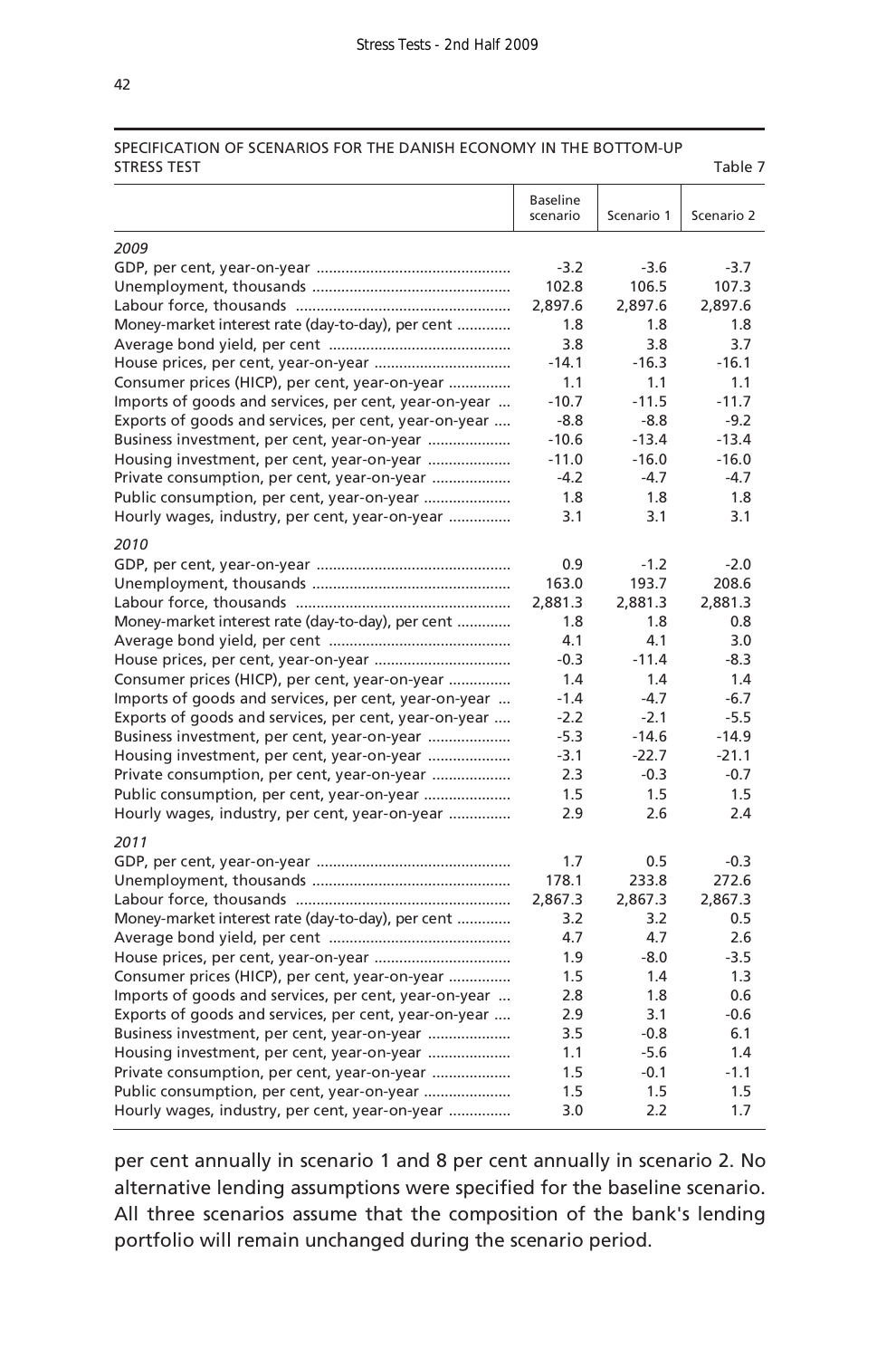SPECIFICATION OF SCENARIOS FOR THE DANISH ECONOMY IN THE BOTTOM-UP STRESS TEST

Table 7

| | Baseline scenario | Scenario 1 | Scenario 2 |
|---|---|---|---|
| *2009* | | | |
| GDP, per cent, year-on-year | -3.2 | -3.6 | -3.7 |
| Unemployment, thousands | 102.8 | 106.5 | 107.3 |
| Labour force, thousands | 2,897.6 | 2,897.6 | 2,897.6 |
| Money-market interest rate (day-to-day), per cent | 1.8 | 1.8 | 1.8 |
| Average bond yield, per cent | 3.8 | 3.8 | 3.7 |
| House prices, per cent, year-on-year | -14.1 | -16.3 | -16.1 |
| Consumer prices (HICP), per cent, year-on-year | 1.1 | 1.1 | 1.1 |
| Imports of goods and services, per cent, year-on-year | -10.7 | -11.5 | -11.7 |
| Exports of goods and services, per cent, year-on-year | -8.8 | -8.8 | -9.2 |
| Business investment, per cent, year-on-year | -10.6 | -13.4 | -13.4 |
| Housing investment, per cent, year-on-year | -11.0 | -16.0 | -16.0 |
| Private consumption, per cent, year-on-year | -4.2 | -4.7 | -4.7 |
| Public consumption, per cent, year-on-year | 1.8 | 1.8 | 1.8 |
| Hourly wages, industry, per cent, year-on-year | 3.1 | 3.1 | 3.1 |
| *2010* | | | |
| GDP, per cent, year-on-year | 0.9 | -1.2 | -2.0 |
| Unemployment, thousands | 163.0 | 193.7 | 208.6 |
| Labour force, thousands | 2,881.3 | 2,881.3 | 2,881.3 |
| Money-market interest rate (day-to-day), per cent | 1.8 | 1.8 | 0.8 |
| Average bond yield, per cent | 4.1 | 4.1 | 3.0 |
| House prices, per cent, year-on-year | -0.3 | -11.4 | -8.3 |
| Consumer prices (HICP), per cent, year-on-year | 1.4 | 1.4 | 1.4 |
| Imports of goods and services, per cent, year-on-year | -1.4 | -4.7 | -6.7 |
| Exports of goods and services, per cent, year-on-year | -2.2 | -2.1 | -5.5 |
| Business investment, per cent, year-on-year | -5.3 | -14.6 | -14.9 |
| Housing investment, per cent, year-on-year | -3.1 | -22.7 | -21.1 |
| Private consumption, per cent, year-on-year | 2.3 | -0.3 | -0.7 |
| Public consumption, per cent, year-on-year | 1.5 | 1.5 | 1.5 |
| Hourly wages, industry, per cent, year-on-year | 2.9 | 2.6 | 2.4 |
| *2011* | | | |
| GDP, per cent, year-on-year | 1.7 | 0.5 | -0.3 |
| Unemployment, thousands | 178.1 | 233.8 | 272.6 |
| Labour force, thousands | 2,867.3 | 2,867.3 | 2,867.3 |
| Money-market interest rate (day-to-day), per cent | 3.2 | 3.2 | 0.5 |
| Average bond yield, per cent | 4.7 | 4.7 | 2.6 |
| House prices, per cent, year-on-year | 1.9 | -8.0 | -3.5 |
| Consumer prices (HICP), per cent, year-on-year | 1.5 | 1.4 | 1.3 |
| Imports of goods and services, per cent, year-on-year | 2.8 | 1.8 | 0.6 |
| Exports of goods and services, per cent, year-on-year | 2.9 | 3.1 | -0.6 |
| Business investment, per cent, year-on-year | 3.5 | -0.8 | 6.1 |
| Housing investment, per cent, year-on-year | 1.1 | -5.6 | 1.4 |
| Private consumption, per cent, year-on-year | 1.5 | -0.1 | -1.1 |
| Public consumption, per cent, year-on-year | 1.5 | 1.5 | 1.5 |
| Hourly wages, industry, per cent, year-on-year | 3.0 | 2.2 | 1.7 |

per cent annually in scenario 1 and 8 per cent annually in scenario 2. No alternative lending assumptions were specified for the baseline scenario. All three scenarios assume that the composition of the bank's lending portfolio will remain unchanged during the scenario period.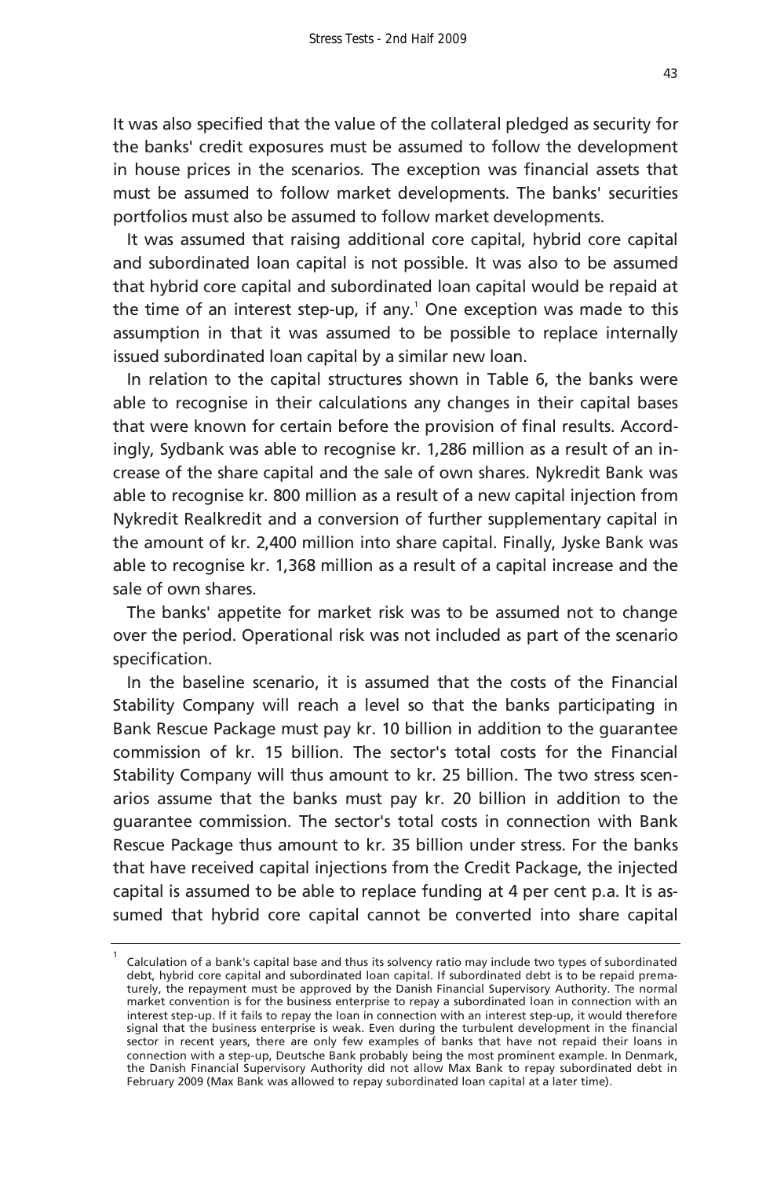It was also specified that the value of the collateral pledged as security for the banks' credit exposures must be assumed to follow the development in house prices in the scenarios. The exception was financial assets that must be assumed to follow market developments. The banks' securities portfolios must also be assumed to follow market developments.

It was assumed that raising additional core capital, hybrid core capital and subordinated loan capital is not possible. It was also to be assumed that hybrid core capital and subordinated loan capital would be repaid at the time of an interest step-up, if any.[1] One exception was made to this assumption in that it was assumed to be possible to replace internally issued subordinated loan capital by a similar new loan.

In relation to the capital structures shown in Table 6, the banks were able to recognise in their calculations any changes in their capital bases that were known for certain before the provision of final results. Accordingly, Sydbank was able to recognise kr. 1,286 million as a result of an increase of the share capital and the sale of own shares. Nykredit Bank was able to recognise kr. 800 million as a result of a new capital injection from Nykredit Realkredit and a conversion of further supplementary capital in the amount of kr. 2,400 million into share capital. Finally, Jyske Bank was able to recognise kr. 1,368 million as a result of a capital increase and the sale of own shares.

The banks' appetite for market risk was to be assumed not to change over the period. Operational risk was not included as part of the scenario specification.

In the baseline scenario, it is assumed that the costs of the Financial Stability Company will reach a level so that the banks participating in Bank Rescue Package must pay kr. 10 billion in addition to the guarantee commission of kr. 15 billion. The sector's total costs for the Financial Stability Company will thus amount to kr. 25 billion. The two stress scenarios assume that the banks must pay kr. 20 billion in addition to the guarantee commission. The sector's total costs in connection with Bank Rescue Package thus amount to kr. 35 billion under stress. For the banks that have received capital injections from the Credit Package, the injected capital is assumed to be able to replace funding at 4 per cent p.a. It is assumed that hybrid core capital cannot be converted into share capital

---

[1] Calculation of a bank's capital base and thus its solvency ratio may include two types of subordinated debt, hybrid core capital and subordinated loan capital. If subordinated debt is to be repaid prematurely, the repayment must be approved by the Danish Financial Supervisory Authority. The normal market convention is for the business enterprise to repay a subordinated loan in connection with an interest step-up. If it fails to repay the loan in connection with an interest step-up, it would therefore signal that the business enterprise is weak. Even during the turbulent development in the financial sector in recent years, there are only few examples of banks that have not repaid their loans in connection with a step-up, Deutsche Bank probably being the most prominent example. In Denmark, the Danish Financial Supervisory Authority did not allow Max Bank to repay subordinated debt in February 2009 (Max Bank was allowed to repay subordinated loan capital at a later time).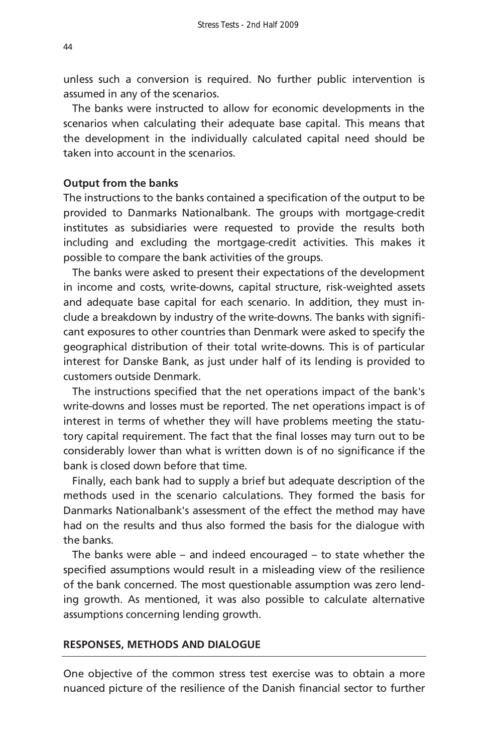unless such a conversion is required. No further public intervention is assumed in any of the scenarios.

The banks were instructed to allow for economic developments in the scenarios when calculating their adequate base capital. This means that the development in the individually calculated capital need should be taken into account in the scenarios.

**Output from the banks**

The instructions to the banks contained a specification of the output to be provided to Danmarks Nationalbank. The groups with mortgage-credit institutes as subsidiaries were requested to provide the results both including and excluding the mortgage-credit activities. This makes it possible to compare the bank activities of the groups.

The banks were asked to present their expectations of the development in income and costs, write-downs, capital structure, risk-weighted assets and adequate base capital for each scenario. In addition, they must include a breakdown by industry of the write-downs. The banks with significant exposures to other countries than Denmark were asked to specify the geographical distribution of their total write-downs. This is of particular interest for Danske Bank, as just under half of its lending is provided to customers outside Denmark.

The instructions specified that the net operations impact of the bank's write-downs and losses must be reported. The net operations impact is of interest in terms of whether they will have problems meeting the statutory capital requirement. The fact that the final losses may turn out to be considerably lower than what is written down is of no significance if the bank is closed down before that time.

Finally, each bank had to supply a brief but adequate description of the methods used in the scenario calculations. They formed the basis for Danmarks Nationalbank's assessment of the effect the method may have had on the results and thus also formed the basis for the dialogue with the banks.

The banks were able – and indeed encouraged – to state whether the specified assumptions would result in a misleading view of the resilience of the bank concerned. The most questionable assumption was zero lending growth. As mentioned, it was also possible to calculate alternative assumptions concerning lending growth.

## RESPONSES, METHODS AND DIALOGUE

One objective of the common stress test exercise was to obtain a more nuanced picture of the resilience of the Danish financial sector to further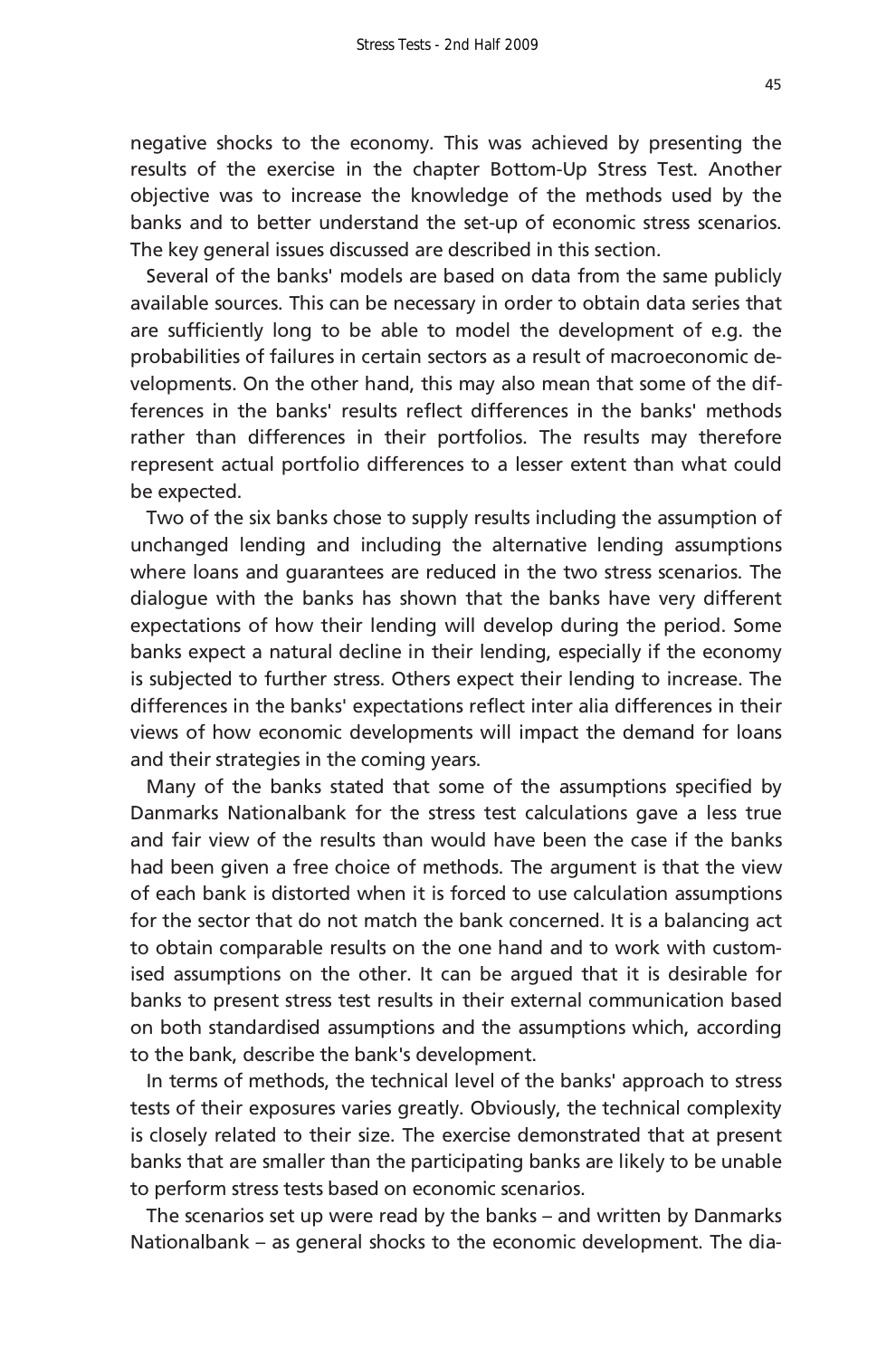negative shocks to the economy. This was achieved by presenting the results of the exercise in the chapter Bottom-Up Stress Test. Another objective was to increase the knowledge of the methods used by the banks and to better understand the set-up of economic stress scenarios. The key general issues discussed are described in this section.

Several of the banks' models are based on data from the same publicly available sources. This can be necessary in order to obtain data series that are sufficiently long to be able to model the development of e.g. the probabilities of failures in certain sectors as a result of macroeconomic developments. On the other hand, this may also mean that some of the differences in the banks' results reflect differences in the banks' methods rather than differences in their portfolios. The results may therefore represent actual portfolio differences to a lesser extent than what could be expected.

Two of the six banks chose to supply results including the assumption of unchanged lending and including the alternative lending assumptions where loans and guarantees are reduced in the two stress scenarios. The dialogue with the banks has shown that the banks have very different expectations of how their lending will develop during the period. Some banks expect a natural decline in their lending, especially if the economy is subjected to further stress. Others expect their lending to increase. The differences in the banks' expectations reflect inter alia differences in their views of how economic developments will impact the demand for loans and their strategies in the coming years.

Many of the banks stated that some of the assumptions specified by Danmarks Nationalbank for the stress test calculations gave a less true and fair view of the results than would have been the case if the banks had been given a free choice of methods. The argument is that the view of each bank is distorted when it is forced to use calculation assumptions for the sector that do not match the bank concerned. It is a balancing act to obtain comparable results on the one hand and to work with customised assumptions on the other. It can be argued that it is desirable for banks to present stress test results in their external communication based on both standardised assumptions and the assumptions which, according to the bank, describe the bank's development.

In terms of methods, the technical level of the banks' approach to stress tests of their exposures varies greatly. Obviously, the technical complexity is closely related to their size. The exercise demonstrated that at present banks that are smaller than the participating banks are likely to be unable to perform stress tests based on economic scenarios.

The scenarios set up were read by the banks – and written by Danmarks Nationalbank – as general shocks to the economic development. The dia-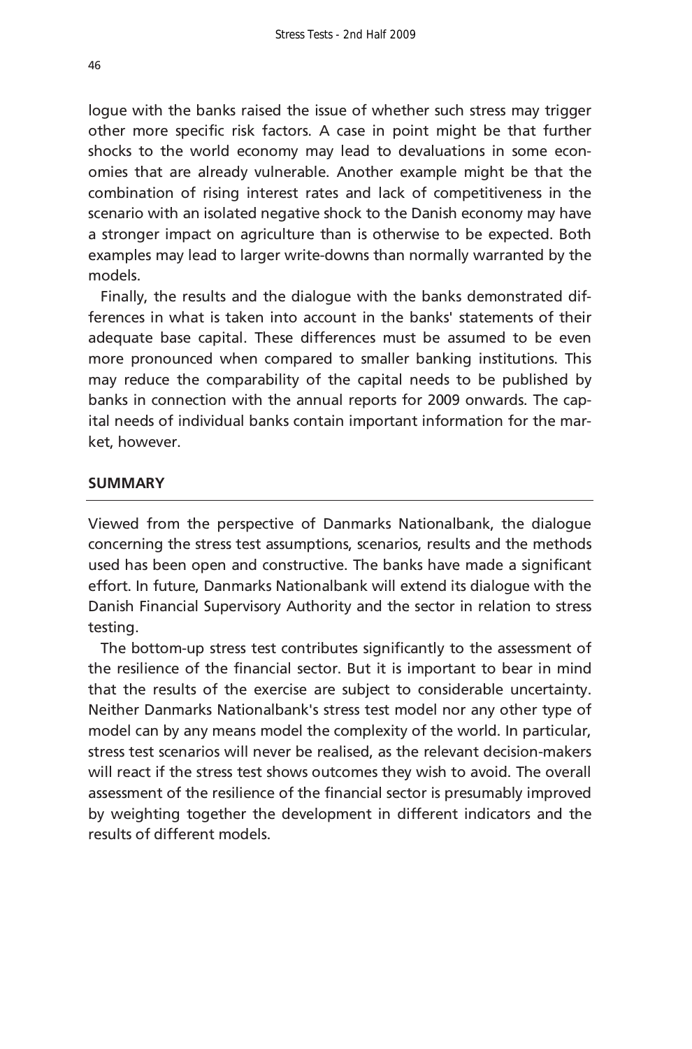logue with the banks raised the issue of whether such stress may trigger other more specific risk factors. A case in point might be that further shocks to the world economy may lead to devaluations in some economies that are already vulnerable. Another example might be that the combination of rising interest rates and lack of competitiveness in the scenario with an isolated negative shock to the Danish economy may have a stronger impact on agriculture than is otherwise to be expected. Both examples may lead to larger write-downs than normally warranted by the models.

Finally, the results and the dialogue with the banks demonstrated differences in what is taken into account in the banks' statements of their adequate base capital. These differences must be assumed to be even more pronounced when compared to smaller banking institutions. This may reduce the comparability of the capital needs to be published by banks in connection with the annual reports for 2009 onwards. The capital needs of individual banks contain important information for the market, however.

## SUMMARY

Viewed from the perspective of Danmarks Nationalbank, the dialogue concerning the stress test assumptions, scenarios, results and the methods used has been open and constructive. The banks have made a significant effort. In future, Danmarks Nationalbank will extend its dialogue with the Danish Financial Supervisory Authority and the sector in relation to stress testing.

The bottom-up stress test contributes significantly to the assessment of the resilience of the financial sector. But it is important to bear in mind that the results of the exercise are subject to considerable uncertainty. Neither Danmarks Nationalbank's stress test model nor any other type of model can by any means model the complexity of the world. In particular, stress test scenarios will never be realised, as the relevant decision-makers will react if the stress test shows outcomes they wish to avoid. The overall assessment of the resilience of the financial sector is presumably improved by weighting together the development in different indicators and the results of different models.